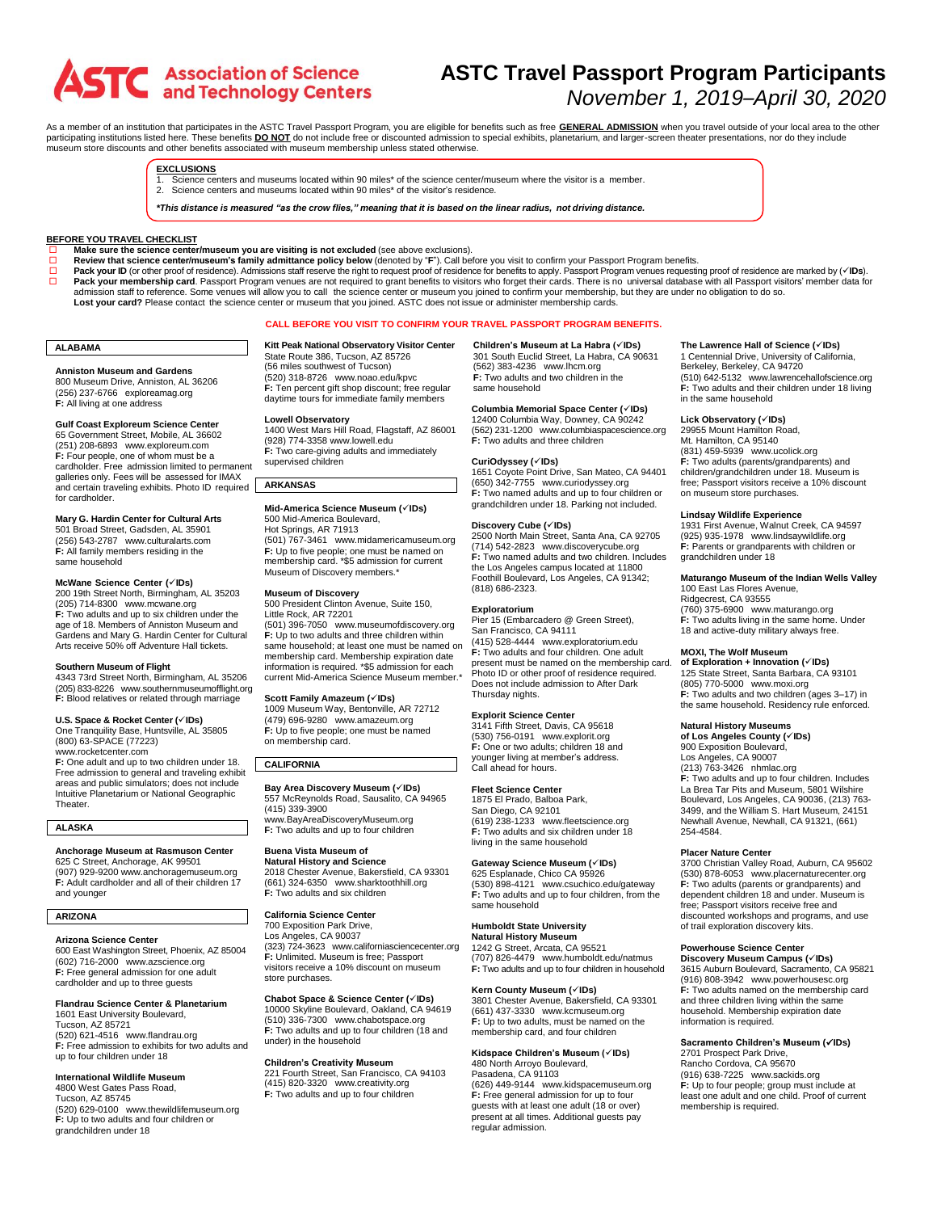# ASTC Travel Passport Program Participants

*November 1, 2019–April 30, 2020*

As a member of an institution that participates in the ASTC Travel Passport Program, you are eligible for benefits such as free **GENERAL ADMISSION** when you travel outside of your local area to the other participating institutions listed here. These benefits **DO NOT** do not include free or discounted admission to special exhibits, planetarium, and larger-screen theater presentations, nor do they include museum store discounts and other benefits associated with museum membership unless stated otherwise.

**EXCLUSIONS**

1. Science centers and museums located within 90 miles* of the science center/museum where the visitor is a member.
2. Science centers and museums located within 90 miles* of the visitor's residence.

***This distance is measured "as the crow flies," meaning that it is based on the linear radius, not driving distance.***

**BEFORE YOU TRAVEL CHECKLIST**

- ☐ **Make sure the science center/museum you are visiting is not excluded** (see above exclusions).
- ☐ **Review that science center/museum's family admittance policy below** (denoted by "**F**"). Call before you visit to confirm your Passport Program benefits.
- ☐ **Pack your ID** (or other proof of residence). Admissions staff reserve the right to request proof of residence for benefits to apply. Passport Program venues requesting proof of residence are marked by (✓**IDs**).
- ☐ **Pack your membership card**. Passport Program venues are not required to grant benefits to visitors who forget their cards. There is no universal database with all Passport visitors' member data for admission staff to reference. Some venues will allow you to call the science center or museum you joined to confirm your membership, but they are under no obligation to do so.
  **Lost your card?** Please contact the science center or museum that you joined. ASTC does not issue or administer membership cards.

**CALL BEFORE YOU VISIT TO CONFIRM YOUR TRAVEL PASSPORT PROGRAM BENEFITS.**

## ALABAMA

**Anniston Museum and Gardens**
800 Museum Drive, Anniston, AL 36206
(256) 237-6766 exploreamag.org
**F:** All living at one address

**Gulf Coast Exploreum Science Center**
65 Government Street, Mobile, AL 36602
(251) 208-6893 www.exploreum.com
**F:** Four people, one of whom must be a cardholder. Free admission limited to permanent galleries only. Fees will be assessed for IMAX and certain traveling exhibits. Photo ID required for cardholder.

**Mary G. Hardin Center for Cultural Arts**
501 Broad Street, Gadsden, AL 35901
(256) 543-2787 www.culturalarts.com
**F:** All family members residing in the same household

**McWane Science Center (✓IDs)**
200 19th Street North, Birmingham, AL 35203
(205) 714-8300 www.mcwane.org
**F:** Two adults and up to six children under the age of 18. Members of Anniston Museum and Gardens and Mary G. Hardin Center for Cultural Arts receive 50% off Adventure Hall tickets.

**Southern Museum of Flight**
4343 73rd Street North, Birmingham, AL 35206
(205) 833-8226 www.southernmuseumofflight.org
**F:** Blood relatives or related through marriage

**U.S. Space & Rocket Center (✓IDs)**
One Tranquility Base, Huntsville, AL 35805
(800) 63-SPACE (77223)
www.rocketcenter.com
**F:** One adult and up to two children under 18. Free admission to general and traveling exhibit areas and public simulators; does not include Intuitive Planetarium or National Geographic Theater.

## ALASKA

**Anchorage Museum at Rasmuson Center**
625 C Street, Anchorage, AK 99501
(907) 929-9200 www.anchoragemuseum.org
**F:** Adult cardholder and all of their children 17 and younger

## ARIZONA

**Arizona Science Center**
600 East Washington Street, Phoenix, AZ 85004
(602) 716-2000 www.azscience.org
**F:** Free general admission for one adult cardholder and up to three guests

**Flandrau Science Center & Planetarium**
1601 East University Boulevard,
Tucson, AZ 85721
(520) 621-4516 www.flandrau.org
**F:** Free admission to exhibits for two adults and up to four children under 18

**International Wildlife Museum**
4800 West Gates Pass Road,
Tucson, AZ 85745
(520) 629-0100 www.thewildlifemuseum.org
**F:** Up to two adults and four children or grandchildren under 18

**Kitt Peak National Observatory Visitor Center**
State Route 386, Tucson, AZ 85726
(56 miles southwest of Tucson)
(520) 318-8726 www.noao.edu/kpvc
**F:** Ten percent gift shop discount; free regular daytime tours for immediate family members

**Lowell Observatory**
1400 West Mars Hill Road, Flagstaff, AZ 86001
(928) 774-3358 www.lowell.edu
**F:** Two care-giving adults and immediately supervised children

## ARKANSAS

**Mid-America Science Museum (✓IDs)**
500 Mid-America Boulevard,
Hot Springs, AR 71913
(501) 767-3461 www.midamericamuseum.org
**F:** Up to five people; one must be named on membership card. *$5 admission for current Museum of Discovery members.*

**Museum of Discovery**
500 President Clinton Avenue, Suite 150,
Little Rock, AR 72201
(501) 396-7050 www.museumofdiscovery.org
**F:** Up to two adults and three children within same household; at least one must be named on membership card. Membership expiration date information is required. *$5 admission for each current Mid-America Science Museum member.*

**Scott Family Amazeum (✓IDs)**
1009 Museum Way, Bentonville, AR 72712
(479) 696-9280 www.amazeum.org
**F:** Up to five people; one must be named on membership card.

## CALIFORNIA

**Bay Area Discovery Museum (✓IDs)**
557 McReynolds Road, Sausalito, CA 94965
(415) 339-3900
www.BayAreaDiscoveryMuseum.org
**F:** Two adults and up to four children

**Buena Vista Museum of Natural History and Science**
2018 Chester Avenue, Bakersfield, CA 93301
(661) 324-6350 www.sharktoothhill.org
**F:** Two adults and six children

**California Science Center**
700 Exposition Park Drive,
Los Angeles, CA 90037
(323) 724-3623 www.californiasciencecenter.org
**F:** Unlimited. Museum is free; Passport visitors receive a 10% discount on museum store purchases.

**Chabot Space & Science Center (✓IDs)**
10000 Skyline Boulevard, Oakland, CA 94619
(510) 336-7300 www.chabotspace.org
**F:** Two adults and up to four children (18 and under) in the household

**Children's Creativity Museum**
221 Fourth Street, San Francisco, CA 94103
(415) 820-3320 www.creativity.org
**F:** Two adults and up to four children

**Children's Museum at La Habra (✓IDs)**
301 South Euclid Street, La Habra, CA 90631
(562) 383-4236 www.lhcm.org
**F:** Two adults and two children in the same household

**Columbia Memorial Space Center (✓IDs)**
12400 Columbia Way, Downey, CA 90242
(562) 231-1200 www.columbiaspacescience.org
**F:** Two adults and three children

**CuriOdyssey (✓IDs)**
1651 Coyote Point Drive, San Mateo, CA 94401
(650) 342-7755 www.curiodyssey.org
**F:** Two named adults and up to four children or grandchildren under 18. Parking not included.

**Discovery Cube (✓IDs)**
2500 North Main Street, Santa Ana, CA 92705
(714) 542-2823 www.discoverycube.org
**F:** Two named adults and two children. Includes the Los Angeles campus located at 11800 Foothill Boulevard, Los Angeles, CA 91342; (818) 686-2323.

**Exploratorium**
Pier 15 (Embarcadero @ Green Street),
San Francisco, CA 94111
(415) 528-4444 www.exploratorium.edu
**F:** Two adults and four children. One adult present must be named on the membership card. Photo ID or other proof of residence required. Does not include admission to After Dark Thursday nights.

**Explorit Science Center**
3141 Fifth Street, Davis, CA 95618
(530) 756-0191 www.explorit.org
**F:** One or two adults; children 18 and younger living at member's address. Call ahead for hours.

**Fleet Science Center**
1875 El Prado, Balboa Park,
San Diego, CA 92101
(619) 238-1233 www.fleetscience.org
**F:** Two adults and six children under 18 living in the same household

**Gateway Science Museum (✓IDs)**
625 Esplanade, Chico CA 95926
(530) 898-4121 www.csuchico.edu/gateway
**F:** Two adults and up to four children, from the same household

**Humboldt State University Natural History Museum**
1242 G Street, Arcata, CA 95521
(707) 826-4479 www.humboldt.edu/natmus
**F:** Two adults and up to four children in household

**Kern County Museum (✓IDs)**
3801 Chester Avenue, Bakersfield, CA 93301
(661) 437-3330 www.kcmuseum.org
**F:** Up to two adults, must be named on the membership card, and four children

**Kidspace Children's Museum (✓IDs)**
480 North Arroyo Boulevard,
Pasadena, CA 91103
(626) 449-9144 www.kidspacemuseum.org
**F:** Free general admission for up to four guests with at least one adult (18 or over) present at all times. Additional guests pay regular admission.

**The Lawrence Hall of Science (✓IDs)**
1 Centennial Drive, University of California,
Berkeley, Berkeley, CA 94720
(510) 642-5132 www.lawrencehallofscience.org
**F:** Two adults and their children under 18 living in the same household

**Lick Observatory (✓IDs)**
29955 Mount Hamilton Road,
Mt. Hamilton, CA 95140
(831) 459-5939 www.ucolick.org
**F:** Two adults (parents/grandparents) and children/grandchildren under 18. Museum is free; Passport visitors receive a 10% discount on museum store purchases.

**Lindsay Wildlife Experience**
1931 First Avenue, Walnut Creek, CA 94597
(925) 935-1978 www.lindsaywildlife.org
**F:** Parents or grandparents with children or grandchildren under 18

**Maturango Museum of the Indian Wells Valley**
100 East Las Flores Avenue,
Ridgecrest, CA 93555
(760) 375-6900 www.maturango.org
**F:** Two adults living in the same home. Under 18 and active-duty military always free.

**MOXI, The Wolf Museum of Exploration + Innovation (✓IDs)**
125 State Street, Santa Barbara, CA 93101
(805) 770-5000 www.moxi.org
**F:** Two adults and two children (ages 3–17) in the same household. Residency rule enforced.

**Natural History Museums of Los Angeles County (✓IDs)**
900 Exposition Boulevard,
Los Angeles, CA 90007
(213) 763-3426 nhmlac.org
**F:** Two adults and up to four children. Includes La Brea Tar Pits and Museum, 5801 Wilshire Boulevard, Los Angeles, CA 90036, (213) 763-3499, and the William S. Hart Museum, 24151 Newhall Avenue, Newhall, CA 91321, (661) 254-4584.

**Placer Nature Center**
3700 Christian Valley Road, Auburn, CA 95602
(530) 878-6053 www.placernaturecenter.org
**F:** Two adults (parents or grandparents) and dependent children 18 and under. Museum is free; Passport visitors receive free and discounted workshops and programs, and use of trail exploration discovery kits.

**Powerhouse Science Center Discovery Museum Campus (✓IDs)**
3615 Auburn Boulevard, Sacramento, CA 95821
(916) 808-3942 www.powerhousesc.org
**F:** Two adults named on the membership card and three children living within the same household. Membership expiration date information is required.

**Sacramento Children's Museum (✓IDs)**
2701 Prospect Park Drive,
Rancho Cordova, CA 95670
(916) 638-7225 www.sackids.org
**F:** Up to four people; group must include at least one adult and one child. Proof of current membership is required.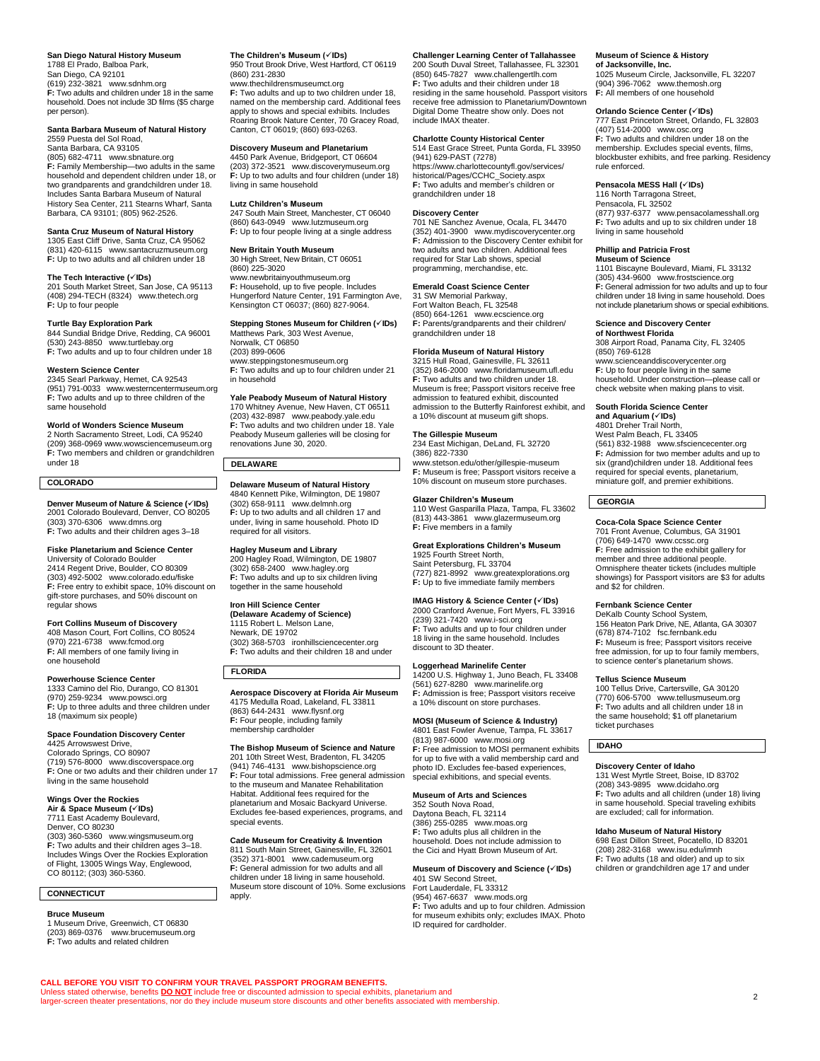**San Diego Natural History Museum**
1788 El Prado, Balboa Park,
San Diego, CA 92101
(619) 232-3821 www.sdnhm.org
**F:** Two adults and children under 18 in the same household. Does not include 3D films ($5 charge per person).

**Santa Barbara Museum of Natural History**
2559 Puesta del Sol Road,
Santa Barbara, CA 93105
(805) 682-4711 www.sbnature.org
**F:** Family Membership—two adults in the same household and dependent children under 18, or two grandparents and grandchildren under 18. Includes Santa Barbara Museum of Natural History Sea Center, 211 Stearns Wharf, Santa Barbara, CA 93101; (805) 962-2526.

**Santa Cruz Museum of Natural History**
1305 East Cliff Drive, Santa Cruz, CA 95062
(831) 420-6115 www.santacruzmuseum.org
**F:** Up to two adults and all children under 18

**The Tech Interactive (✓IDs)**
201 South Market Street, San Jose, CA 95113
(408) 294-TECH (8324) www.thetech.org
**F:** Up to four people

**Turtle Bay Exploration Park**
844 Sundial Bridge Drive, Redding, CA 96001
(530) 243-8850 www.turtlebay.org
**F:** Two adults and up to four children under 18

**Western Science Center**
2345 Searl Parkway, Hemet, CA 92543
(951) 791-0033 www.westerncentermuseum.org
**F:** Two adults and up to three children of the same household

**World of Wonders Science Museum**
2 North Sacramento Street, Lodi, CA 95240
(209) 368-0969 www.wowsciencemuseum.org
**F:** Two members and children or grandchildren under 18

## COLORADO

**Denver Museum of Nature & Science (✓IDs)**
2001 Colorado Boulevard, Denver, CO 80205
(303) 370-6306 www.dmns.org
**F:** Two adults and their children ages 3–18

**Fiske Planetarium and Science Center**
University of Colorado Boulder
2414 Regent Drive, Boulder, CO 80309
(303) 492-5002 www.colorado.edu/fiske
**F:** Free entry to exhibit space, 10% discount on gift-store purchases, and 50% discount on regular shows

**Fort Collins Museum of Discovery**
408 Mason Court, Fort Collins, CO 80524
(970) 221-6738 www.fcmod.org
**F:** All members of one family living in one household

**Powerhouse Science Center**
1333 Camino del Rio, Durango, CO 81301
(970) 259-9234 www.powsci.org
**F:** Up to three adults and three children under 18 (maximum six people)

**Space Foundation Discovery Center**
4425 Arrowswest Drive,
Colorado Springs, CO 80907
(719) 576-8000 www.discoverspace.org
**F:** One or two adults and their children under 17 living in the same household

**Wings Over the Rockies Air & Space Museum (✓IDs)**
7711 East Academy Boulevard,
Denver, CO 80230
(303) 360-5360 www.wingsmuseum.org
**F:** Two adults and their children ages 3–18. Includes Wings Over the Rockies Exploration of Flight, 13005 Wings Way, Englewood, CO 80112; (303) 360-5360.

## CONNECTICUT

**Bruce Museum**
1 Museum Drive, Greenwich, CT 06830
(203) 869-0376 www.brucemuseum.org
**F:** Two adults and related children

**The Children's Museum (✓IDs)**
950 Trout Brook Drive, West Hartford, CT 06119
(860) 231-2830
www.thechildrensmuseumct.org
**F:** Two adults and up to two children under 18, named on the membership card. Additional fees apply to shows and special exhibits. Includes Roaring Brook Nature Center, 70 Gracey Road, Canton, CT 06019; (860) 693-0263.

**Discovery Museum and Planetarium**
4450 Park Avenue, Bridgeport, CT 06604
(203) 372-3521 www.discoverymuseum.org
**F:** Up to two adults and four children (under 18) living in same household

**Lutz Children's Museum**
247 South Main Street, Manchester, CT 06040
(860) 643-0949 www.lutzmuseum.org
**F:** Up to four people living at a single address

**New Britain Youth Museum**
30 High Street, New Britain, CT 06051
(860) 225-3020
www.newbritainyouthmuseum.org
**F:** Household, up to five people. Includes Hungerford Nature Center, 191 Farmington Ave, Kensington CT 06037; (860) 827-9064.

**Stepping Stones Museum for Children (✓IDs)**
Matthews Park, 303 West Avenue,
Norwalk, CT 06850
(203) 899-0606
www.steppingstonesmuseum.org
**F:** Two adults and up to four children under 21 in household

**Yale Peabody Museum of Natural History**
170 Whitney Avenue, New Haven, CT 06511
(203) 432-8987 www.peabody.yale.edu
**F:** Two adults and two children under 18. Yale Peabody Museum galleries will be closing for renovations June 30, 2020.

## DELAWARE

**Delaware Museum of Natural History**
4840 Kennett Pike, Wilmington, DE 19807
(302) 658-9111 www.delmnh.org
**F:** Up to two adults and all children 17 and under, living in same household. Photo ID required for all visitors.

**Hagley Museum and Library**
200 Hagley Road, Wilmington, DE 19807
(302) 658-2400 www.hagley.org
**F:** Two adults and up to six children living together in the same household

**Iron Hill Science Center (Delaware Academy of Science)**
1115 Robert L. Melson Lane,
Newark, DE 19702
(302) 368-5703 ironhillsciencecenter.org
**F:** Two adults and their children 18 and under

## FLORIDA

**Aerospace Discovery at Florida Air Museum**
4175 Medulla Road, Lakeland, FL 33811
(863) 644-2431 www.flysnf.org
**F:** Four people, including family membership cardholder

**The Bishop Museum of Science and Nature**
201 10th Street West, Bradenton, FL 34205
(941) 746-4131 www.bishopscience.org
**F:** Four total admissions. Free general admission to the museum and Manatee Rehabilitation Habitat. Additional fees required for the planetarium and Mosaic Backyard Universe. Excludes fee-based experiences, programs, and special events.

**Cade Museum for Creativity & Invention**
811 South Main Street, Gainesville, FL 32601
(352) 371-8001 www.cademuseum.org
**F:** General admission for two adults and all children under 18 living in same household. Museum store discount of 10%. Some exclusions apply.

**Challenger Learning Center of Tallahassee**
200 South Duval Street, Tallahassee, FL 32301
(850) 645-7827 www.challengertlh.com
**F:** Two adults and their children under 18 residing in the same household. Passport visitors receive free admission to Planetarium/Downtown Digital Dome Theatre show only. Does not include IMAX theater.

**Charlotte County Historical Center**
514 East Grace Street, Punta Gorda, FL 33950
(941) 629-PAST (7278)
https://www.charlottecountyfl.gov/services/historical/Pages/CCHC_Society.aspx
**F:** Two adults and member's children or grandchildren under 18

**Discovery Center**
701 NE Sanchez Avenue, Ocala, FL 34470
(352) 401-3900 www.mydiscoverycenter.org
**F:** Admission to the Discovery Center exhibit for two adults and two children. Additional fees required for Star Lab shows, special programming, merchandise, etc.

**Emerald Coast Science Center**
31 SW Memorial Parkway,
Fort Walton Beach, FL 32548
(850) 664-1261 www.ecscience.org
**F:** Parents/grandparents and their children/grandchildren under 18

**Florida Museum of Natural History**
3215 Hull Road, Gainesville, FL 32611
(352) 846-2000 www.floridamuseum.ufl.edu
**F:** Two adults and two children under 18. Museum is free; Passport visitors receive free admission to featured exhibit, discounted admission to the Butterfly Rainforest exhibit, and a 10% discount at museum gift shops.

**The Gillespie Museum**
234 East Michigan, DeLand, FL 32720
(386) 822-7330
www.stetson.edu/other/gillespie-museum
**F:** Museum is free; Passport visitors receive a 10% discount on museum store purchases.

**Glazer Children's Museum**
110 West Gasparilla Plaza, Tampa, FL 33602
(813) 443-3861 www.glazermuseum.org
**F:** Five members in a family

**Great Explorations Children's Museum**
1925 Fourth Street North,
Saint Petersburg, FL 33704
(727) 821-8992 www.greatexplorations.org
**F:** Up to five immediate family members

**IMAG History & Science Center (✓IDs)**
2000 Cranford Avenue, Fort Myers, FL 33916
(239) 321-7420 www.i-sci.org
**F:** Two adults and up to four children under 18 living in the same household. Includes discount to 3D theater.

**Loggerhead Marinelife Center**
14200 U.S. Highway 1, Juno Beach, FL 33408
(561) 627-8280 www.marinelife.org
**F:** Admission is free; Passport visitors receive a 10% discount on store purchases.

**MOSI (Museum of Science & Industry)**
4801 East Fowler Avenue, Tampa, FL 33617
(813) 987-6000 www.mosi.org
**F:** Free admission to MOSI permanent exhibits for up to five with a valid membership card and photo ID. Excludes fee-based experiences, special exhibitions, and special events.

**Museum of Arts and Sciences**
352 South Nova Road,
Daytona Beach, FL 32114
(386) 255-0285 www.moas.org
**F:** Two adults plus all children in the household. Does not include admission to the Cici and Hyatt Brown Museum of Art.

**Museum of Discovery and Science (✓IDs)**
401 SW Second Street,
Fort Lauderdale, FL 33312
(954) 467-6637 www.mods.org
**F:** Two adults and up to four children. Admission for museum exhibits only; excludes IMAX. Photo ID required for cardholder.

**Museum of Science & History of Jacksonville, Inc.**
1025 Museum Circle, Jacksonville, FL 32207
(904) 396-7062 www.themosh.org
**F:** All members of one household

**Orlando Science Center (✓IDs)**
777 East Princeton Street, Orlando, FL 32803
(407) 514-2000 www.osc.org
**F:** Two adults and children under 18 on the membership. Excludes special events, films, blockbuster exhibits, and free parking. Residency rule enforced.

**Pensacola MESS Hall (✓IDs)**
116 North Tarragona Street,
Pensacola, FL 32502
(877) 937-6377 www.pensacolamesshall.org
**F:** Two adults and up to six children under 18 living in same household

**Phillip and Patricia Frost Museum of Science**
1101 Biscayne Boulevard, Miami, FL 33132
(305) 434-9600 www.frostscience.org
**F:** General admission for two adults and up to four children under 18 living in same household. Does not include planetarium shows or special exhibitions.

**Science and Discovery Center of Northwest Florida**
308 Airport Road, Panama City, FL 32405
(850) 769-6128
www.scienceanddiscoverycenter.org
**F:** Up to four people living in the same household. Under construction—please call or check website when making plans to visit.

**South Florida Science Center and Aquarium (✓IDs)**
4801 Dreher Trail North,
West Palm Beach, FL 33405
(561) 832-1988 www.sfsciencecenter.org
**F:** Admission for two member adults and up to six (grand)children under 18. Additional fees required for special events, planetarium, miniature golf, and premier exhibitions.

## GEORGIA

**Coca-Cola Space Science Center**
701 Front Avenue, Columbus, GA 31901
(706) 649-1470 www.ccssc.org
**F:** Free admission to the exhibit gallery for member and three additional people. Omnisphere theater tickets (includes multiple showings) for Passport visitors are $3 for adults and $2 for children.

**Fernbank Science Center**
DeKalb County School System,
156 Heaton Park Drive, NE, Atlanta, GA 30307
(678) 874-7102 fsc.fernbank.edu
**F:** Museum is free; Passport visitors receive free admission, for up to four family members, to science center's planetarium shows.

**Tellus Science Museum**
100 Tellus Drive, Cartersville, GA 30120
(770) 606-5700 www.tellusmuseum.org
**F:** Two adults and all children under 18 in the same household; $1 off planetarium ticket purchases

## IDAHO

**Discovery Center of Idaho**
131 West Myrtle Street, Boise, ID 83702
(208) 343-9895 www.dcidaho.org
**F:** Two adults and all children (under 18) living in same household. Special traveling exhibits are excluded; call for information.

**Idaho Museum of Natural History**
698 East Dillon Street, Pocatello, ID 83201
(208) 282-3168 www.isu.edu/imnh
**F:** Two adults (18 and older) and up to six children or grandchildren age 17 and under

**CALL BEFORE YOU VISIT TO CONFIRM YOUR TRAVEL PASSPORT PROGRAM BENEFITS.**
Unless stated otherwise, benefits **DO NOT** include free or discounted admission to special exhibits, planetarium and larger-screen theater presentations, nor do they include museum store discounts and other benefits associated with membership.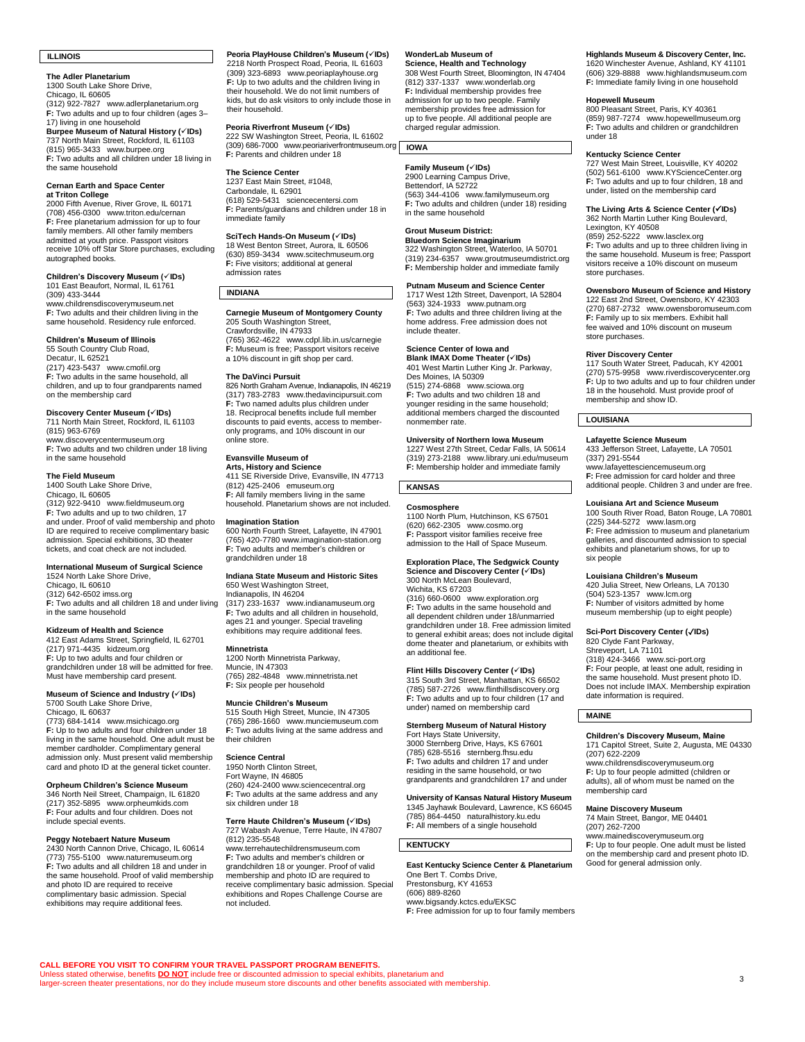## ILLINOIS

**The Adler Planetarium**
1300 South Lake Shore Drive,
Chicago, IL 60605
(312) 922-7827 www.adlerplanetarium.org
**F:** Two adults and up to four children (ages 3–17) living in one household

**Burpee Museum of Natural History (✓IDs)**
737 North Main Street, Rockford, IL 61103
(815) 965-3433 www.burpee.org
**F:** Two adults and all children under 18 living in the same household

**Cernan Earth and Space Center at Triton College**
2000 Fifth Avenue, River Grove, IL 60171
(708) 456-0300 www.triton.edu/cernan
**F:** Free planetarium admission for up to four family members. All other family members admitted at youth price. Passport visitors receive 10% off Star Store purchases, excluding autographed books.

**Children's Discovery Museum (✓IDs)**
101 East Beaufort, Normal, IL 61761
(309) 433-3444
www.childrensdiscoverymuseum.net
**F:** Two adults and their children living in the same household. Residency rule enforced.

**Children's Museum of Illinois**
55 South Country Club Road,
Decatur, IL 62521
(217) 423-5437 www.cmofil.org
**F:** Two adults in the same household, all children, and up to four grandparents named on the membership card

**Discovery Center Museum (✓IDs)**
711 North Main Street, Rockford, IL 61103
(815) 963-6769
www.discoverycentermuseum.org
**F:** Two adults and two children under 18 living in the same household

**The Field Museum**
1400 South Lake Shore Drive,
Chicago, IL 60605
(312) 922-9410 www.fieldmuseum.org
**F:** Two adults and up to two children, 17 and under. Proof of valid membership and photo ID are required to receive complimentary basic admission. Special exhibitions, 3D theater tickets, and coat check are not included.

**International Museum of Surgical Science**
1524 North Lake Shore Drive,
Chicago, IL 60610
(312) 642-6502 imss.org
**F:** Two adults and all children 18 and under living in the same household

**Kidzeum of Health and Science**
412 East Adams Street, Springfield, IL 62701
(217) 971-4435 kidzeum.org
**F:** Up to two adults and four children or grandchildren under 18 will be admitted for free. Must have membership card present.

**Museum of Science and Industry (✓IDs)**
5700 South Lake Shore Drive,
Chicago, IL 60637
(773) 684-1414 www.msichicago.org
**F:** Up to two adults and four children under 18 living in the same household. One adult must be member cardholder. Complimentary general admission only. Must present valid membership card and photo ID at the general ticket counter.

**Orpheum Children's Science Museum**
346 North Neil Street, Champaign, IL 61820
(217) 352-5895 www.orpheumkids.com
**F:** Four adults and four children. Does not include special events.

**Peggy Notebaert Nature Museum**
2430 North Cannon Drive, Chicago, IL 60614
(773) 755-5100 www.naturemuseum.org
**F:** Two adults and all children 18 and under in the same household. Proof of valid membership and photo ID are required to receive complimentary basic admission. Special exhibitions may require additional fees.

**Peoria PlayHouse Children's Museum (✓IDs)**
2218 North Prospect Road, Peoria, IL 61603
(309) 323-6893 www.peoriaplayhouse.org
**F:** Up to two adults and the children living in their household. We do not limit numbers of kids, but do ask visitors to only include those in their household.

**Peoria Riverfront Museum (✓IDs)**
222 SW Washington Street, Peoria, IL 61602
(309) 686-7000 www.peoriariverfrontmuseum.org
**F:** Parents and children under 18

**The Science Center**
1237 East Main Street, #1048,
Carbondale, IL 62901
(618) 529-5431 sciencecentersi.com
**F:** Parents/guardians and children under 18 in immediate family

**SciTech Hands-On Museum (✓IDs)**
18 West Benton Street, Aurora, IL 60506
(630) 859-3434 www.scitechmuseum.org
**F:** Five visitors; additional at general admission rates

## INDIANA

**Carnegie Museum of Montgomery County**
205 South Washington Street,
Crawfordsville, IN 47933
(765) 362-4622 www.cdpl.lib.in.us/carnegie
**F:** Museum is free; Passport visitors receive a 10% discount in gift shop per card.

**The DaVinci Pursuit**
826 North Graham Avenue, Indianapolis, IN 46219
(317) 783-2783 www.thedavincipursuit.com
**F:** Two named adults plus children under 18. Reciprocal benefits include full member discounts to paid events, access to member-only programs, and 10% discount in our online store.

**Evansville Museum of Arts, History and Science**
411 SE Riverside Drive, Evansville, IN 47713
(812) 425-2406 emuseum.org
**F:** All family members living in the same household. Planetarium shows are not included.

**Imagination Station**
600 North Fourth Street, Lafayette, IN 47901
(765) 420-7780 www.imagination-station.org
**F:** Two adults and member's children or grandchildren under 18

**Indiana State Museum and Historic Sites**
650 West Washington Street,
Indianapolis, IN 46204
(317) 233-1637 www.indianamuseum.org
**F:** Two adults and all children in household, ages 21 and younger. Special traveling exhibitions may require additional fees.

**Minnetrista**
1200 North Minnetrista Parkway,
Muncie, IN 47303
(765) 282-4848 www.minnetrista.net
**F:** Six people per household

**Muncie Children's Museum**
515 South High Street, Muncie, IN 47305
(765) 286-1660 www.munciemuseum.com
**F:** Two adults living at the same address and their children

**Science Central**
1950 North Clinton Street,
Fort Wayne, IN 46805
(260) 424-2400 www.sciencecentral.org
**F:** Two adults at the same address and any six children under 18

**Terre Haute Children's Museum (✓IDs)**
727 Wabash Avenue, Terre Haute, IN 47807
(812) 235-5548
www.terrehautechildrensmuseum.com
**F:** Two adults and member's children or grandchildren 18 or younger. Proof of valid membership and photo ID are required to receive complimentary basic admission. Special exhibitions and Ropes Challenge Course are not included.

**WonderLab Museum of Science, Health and Technology**
308 West Fourth Street, Bloomington, IN 47404
(812) 337-1337 www.wonderlab.org
**F:** Individual membership provides free admission for up to two people. Family membership provides free admission for up to five people. All additional people are charged regular admission.

## IOWA

**Family Museum (✓IDs)**
2900 Learning Campus Drive,
Bettendorf, IA 52722
(563) 344-4106 www.familymuseum.org
**F:** Two adults and children (under 18) residing in the same household

**Grout Museum District: Bluedorn Science Imaginarium**
322 Washington Street, Waterloo, IA 50701
(319) 234-6357 www.groutmuseumdistrict.org
**F:** Membership holder and immediate family

**Putnam Museum and Science Center**
1717 West 12th Street, Davenport, IA 52804
(563) 324-1933 www.putnam.org
**F:** Two adults and three children living at the home address. Free admission does not include theater.

**Science Center of Iowa and Blank IMAX Dome Theater (✓IDs)**
401 West Martin Luther King Jr. Parkway,
Des Moines, IA 50309
(515) 274-6868 www.sciowa.org
**F:** Two adults and two children 18 and younger residing in the same household; additional members charged the discounted nonmember rate.

**University of Northern Iowa Museum**
1227 West 27th Street, Cedar Falls, IA 50614
(319) 273-2188 www.library.uni.edu/museum
**F:** Membership holder and immediate family

## KANSAS

**Cosmosphere**
1100 North Plum, Hutchinson, KS 67501
(620) 662-2305 www.cosmo.org
**F:** Passport visitor families receive free admission to the Hall of Space Museum.

**Exploration Place, The Sedgwick County Science and Discovery Center (✓IDs)**
300 North McLean Boulevard,
Wichita, KS 67203
(316) 660-0600 www.exploration.org
**F:** Two adults in the same household and all dependent children under 18/unmarried grandchildren under 18. Free admission limited to general exhibit areas; does not include digital dome theater and planetarium, or exhibits with an additional fee.

**Flint Hills Discovery Center (✓IDs)**
315 South 3rd Street, Manhattan, KS 66502
(785) 587-2726 www.flinthillsdiscovery.org
**F:** Two adults and up to four children (17 and under) named on membership card

**Sternberg Museum of Natural History**
Fort Hays State University,
3000 Sternberg Drive, Hays, KS 67601
(785) 628-5516 sternberg.fhsu.edu
**F:** Two adults and children 17 and under residing in the same household, or two grandparents and grandchildren 17 and under

**University of Kansas Natural History Museum**
1345 Jayhawk Boulevard, Lawrence, KS 66045
(785) 864-4450 naturalhistory.ku.edu
**F:** All members of a single household

## KENTUCKY

**East Kentucky Science Center & Planetarium**
One Bert T. Combs Drive,
Prestonsburg, KY 41653
(606) 889-8260
www.bigsandy.kctcs.edu/EKSC
**F:** Free admission for up to four family members

**Highlands Museum & Discovery Center, Inc.**
1620 Winchester Avenue, Ashland, KY 41101
(606) 329-8888 www.highlandsmuseum.com
**F:** Immediate family living in one household

**Hopewell Museum**
800 Pleasant Street, Paris, KY 40361
(859) 987-7274 www.hopewellmuseum.org
**F:** Two adults and children or grandchildren under 18

**Kentucky Science Center**
727 West Main Street, Louisville, KY 40202
(502) 561-6100 www.KYScienceCenter.org
**F:** Two adults and up to four children, 18 and under, listed on the membership card

**The Living Arts & Science Center (✓IDs)**
362 North Martin Luther King Boulevard,
Lexington, KY 40508
(859) 252-5222 www.lasclex.org
**F:** Two adults and up to three children living in the same household. Museum is free; Passport visitors receive a 10% discount on museum store purchases.

**Owensboro Museum of Science and History**
122 East 2nd Street, Owensboro, KY 42303
(270) 687-2732 www.owensboromuseum.com
**F:** Family up to six members. Exhibit hall fee waived and 10% discount on museum store purchases.

**River Discovery Center**
117 South Water Street, Paducah, KY 42001
(270) 575-9958 www.riverdiscoverycenter.org
**F:** Up to two adults and up to four children under 18 in the household. Must provide proof of membership and show ID.

## LOUISIANA

**Lafayette Science Museum**
433 Jefferson Street, Lafayette, LA 70501
(337) 291-5544
www.lafayettesciencemuseum.org
**F:** Free admission for card holder and three additional people. Children 3 and under are free.

**Louisiana Art and Science Museum**
100 South River Road, Baton Rouge, LA 70801
(225) 344-5272 www.lasm.org
**F:** Free admission to museum and planetarium galleries, and discounted admission to special exhibits and planetarium shows, for up to six people

**Louisiana Children's Museum**
420 Julia Street, New Orleans, LA 70130
(504) 523-1357 www.lcm.org
**F:** Number of visitors admitted by home museum membership (up to eight people)

**Sci-Port Discovery Center (✓IDs)**
820 Clyde Fant Parkway,
Shreveport, LA 71101
(318) 424-3466 www.sci-port.org
**F:** Four people, at least one adult, residing in the same household. Must present photo ID. Does not include IMAX. Membership expiration date information is required.

## MAINE

**Children's Discovery Museum, Maine**
171 Capitol Street, Suite 2, Augusta, ME 04330
(207) 622-2209
www.childrensdiscoverymuseum.org
**F:** Up to four people admitted (children or adults), all of whom must be named on the membership card

**Maine Discovery Museum**
74 Main Street, Bangor, ME 04401
(207) 262-7200
www.mainediscoverymuseum.org
**F:** Up to four people. One adult must be listed on the membership card and present photo ID. Good for general admission only.

**CALL BEFORE YOU VISIT TO CONFIRM YOUR TRAVEL PASSPORT PROGRAM BENEFITS.**
Unless stated otherwise, benefits **DO NOT** include free or discounted admission to special exhibits, planetarium and larger-screen theater presentations, nor do they include museum store discounts and other benefits associated with membership.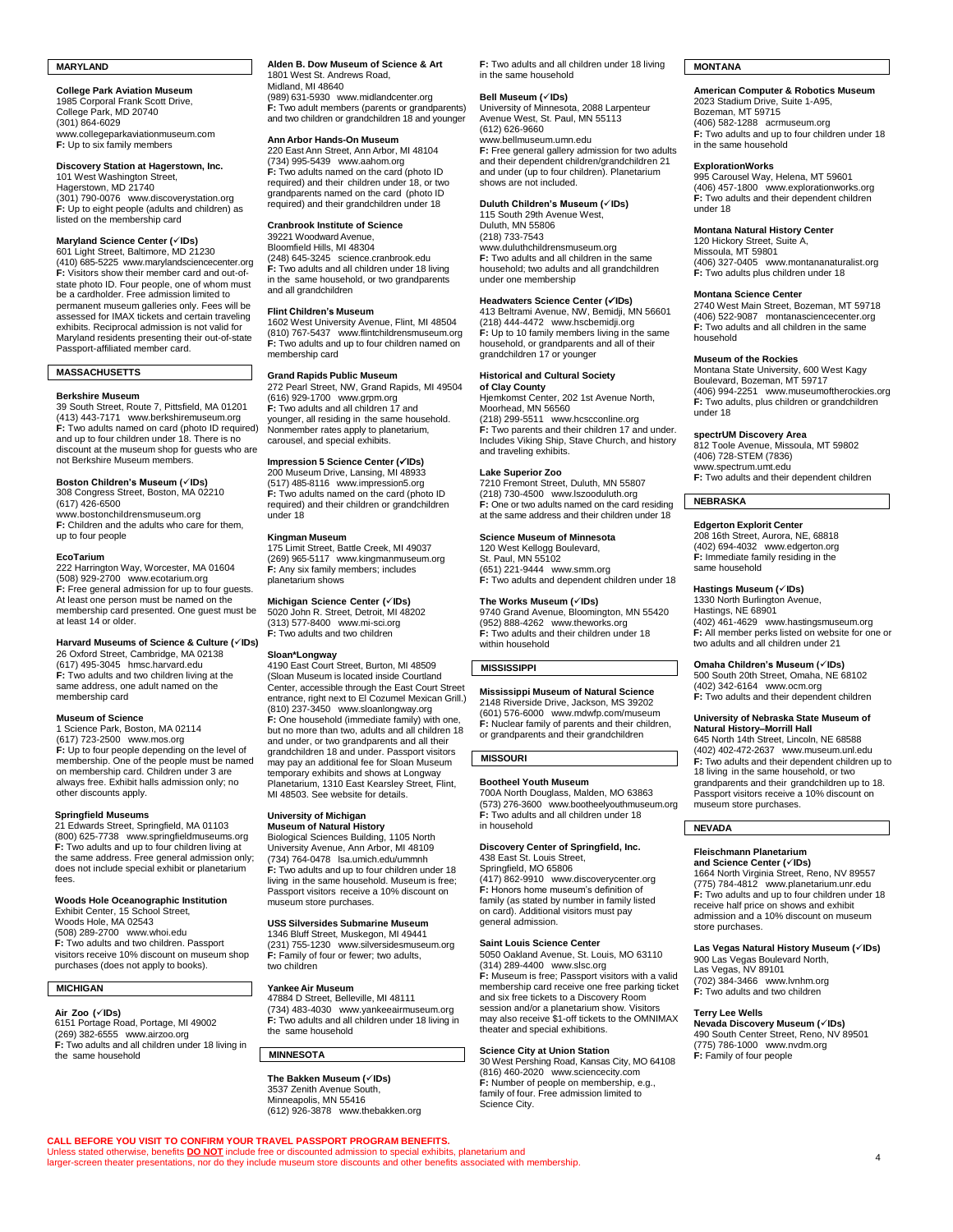## MARYLAND

**College Park Aviation Museum**
1985 Corporal Frank Scott Drive,
College Park, MD 20740
(301) 864-6029
www.collegeparkaviationmuseum.com
**F:** Up to six family members

**Discovery Station at Hagerstown, Inc.**
101 West Washington Street,
Hagerstown, MD 21740
(301) 790-0076 www.discoverystation.org
**F:** Up to eight people (adults and children) as listed on the membership card

**Maryland Science Center (✓IDs)**
601 Light Street, Baltimore, MD 21230
(410) 685-5225 www.marylandsciencecenter.org
**F:** Visitors show their member card and out-of-state photo ID. Four people, one of whom must be a cardholder. Free admission limited to permanent museum galleries only. Fees will be assessed for IMAX tickets and certain traveling exhibits. Reciprocal admission is not valid for Maryland residents presenting their out-of-state Passport-affiliated member card.

## MASSACHUSETTS

**Berkshire Museum**
39 South Street, Route 7, Pittsfield, MA 01201
(413) 443-7171 www.berkshiremuseum.org
**F:** Two adults named on card (photo ID required) and up to four children under 18. There is no discount at the museum shop for guests who are not Berkshire Museum members.

**Boston Children's Museum (✓IDs)**
308 Congress Street, Boston, MA 02210
(617) 426-6500
www.bostonchildrensmuseum.org
**F:** Children and the adults who care for them, up to four people

**EcoTarium**
222 Harrington Way, Worcester, MA 01604
(508) 929-2700 www.ecotarium.org
**F:** Free general admission for up to four guests. At least one person must be named on the membership card presented. One guest must be at least 14 or older.

**Harvard Museums of Science & Culture (✓IDs)**
26 Oxford Street, Cambridge, MA 02138
(617) 495-3045 hmsc.harvard.edu
**F:** Two adults and two children living at the same address, one adult named on the membership card

**Museum of Science**
1 Science Park, Boston, MA 02114
(617) 723-2500 www.mos.org
**F:** Up to four people depending on the level of membership. One of the people must be named on membership card. Children under 3 are always free. Exhibit halls admission only; no other discounts apply.

**Springfield Museums**
21 Edwards Street, Springfield, MA 01103
(800) 625-7738 www.springfieldmuseums.org
**F:** Two adults and up to four children living at the same address. Free general admission only; does not include special exhibit or planetarium fees.

**Woods Hole Oceanographic Institution**
Exhibit Center, 15 School Street,
Woods Hole, MA 02543
(508) 289-2700 www.whoi.edu
**F:** Two adults and two children. Passport visitors receive 10% discount on museum shop purchases (does not apply to books).

## MICHIGAN

**Air Zoo (✓IDs)**
6151 Portage Road, Portage, MI 49002
(269) 382-6555 www.airzoo.org
**F:** Two adults and all children under 18 living in the same household

**Alden B. Dow Museum of Science & Art**
1801 West St. Andrews Road,
Midland, MI 48640
(989) 631-5930 www.midlandcenter.org
**F:** Two adult members (parents or grandparents) and two children or grandchildren 18 and younger

**Ann Arbor Hands-On Museum**
220 East Ann Street, Ann Arbor, MI 48104
(734) 995-5439 www.aahom.org
**F:** Two adults named on the card (photo ID required) and their children under 18, or two grandparents named on the card (photo ID required) and their grandchildren under 18

**Cranbrook Institute of Science**
39221 Woodward Avenue,
Bloomfield Hills, MI 48304
(248) 645-3245 science.cranbrook.edu
**F:** Two adults and all children under 18 living in the same household, or two grandparents and all grandchildren

**Flint Children's Museum**
1602 West University Avenue, Flint, MI 48504
(810) 767-5437 www.flintchildrensmuseum.org
**F:** Two adults and up to four children named on membership card

**Grand Rapids Public Museum**
272 Pearl Street, NW, Grand Rapids, MI 49504
(616) 929-1700 www.grpm.org
**F:** Two adults and all children 17 and younger, all residing in the same household. Nonmember rates apply to planetarium, carousel, and special exhibits.

**Impression 5 Science Center (✓IDs)**
200 Museum Drive, Lansing, MI 48933
(517) 485-8116 www.impression5.org
**F:** Two adults named on the card (photo ID required) and their children or grandchildren under 18

**Kingman Museum**
175 Limit Street, Battle Creek, MI 49037
(269) 965-5117 www.kingmanmuseum.org
**F:** Any six family members; includes planetarium shows

**Michigan Science Center (✓IDs)**
5020 John R. Street, Detroit, MI 48202
(313) 577-8400 www.mi-sci.org
**F:** Two adults and two children

**Sloan*Longway**
4190 East Court Street, Burton, MI 48509
(Sloan Museum is located inside Courtland Center, accessible through the East Court Street entrance, right next to El Cozumel Mexican Grill.)
(810) 237-3450 www.sloanlongway.org
**F:** One household (immediate family) with one, but no more than two, adults and all children 18 and under, or two grandparents and all their grandchildren 18 and under. Passport visitors may pay an additional fee for Sloan Museum temporary exhibits and shows at Longway Planetarium, 1310 East Kearsley Street, Flint, MI 48503. See website for details.

**University of Michigan Museum of Natural History**
Biological Sciences Building, 1105 North University Avenue, Ann Arbor, MI 48109
(734) 764-0478 lsa.umich.edu/ummnh
**F:** Two adults and up to four children under 18 living in the same household. Museum is free; Passport visitors receive a 10% discount on museum store purchases.

**USS Silversides Submarine Museum**
1346 Bluff Street, Muskegon, MI 49441
(231) 755-1230 www.silversidesmuseum.org
**F:** Family of four or fewer; two adults, two children

**Yankee Air Museum**
47884 D Street, Belleville, MI 48111
(734) 483-4030 www.yankeeairmuseum.org
**F:** Two adults and all children under 18 living in the same household

## MINNESOTA

**The Bakken Museum (✓IDs)**
3537 Zenith Avenue South,
Minneapolis, MN 55416
(612) 926-3878 www.thebakken.org
**F:** Two adults and all children under 18 living in the same household

**Bell Museum (✓IDs)**
University of Minnesota, 2088 Larpenteur Avenue West, St. Paul, MN 55113
(612) 626-9660
www.bellmuseum.umn.edu
**F:** Free general gallery admission for two adults and their dependent children/grandchildren 21 and under (up to four children). Planetarium shows are not included.

**Duluth Children's Museum (✓IDs)**
115 South 29th Avenue West,
Duluth, MN 55806
(218) 733-7543
www.duluthchildrensmuseum.org
**F:** Two adults and all children in the same household; two adults and all grandchildren under one membership

**Headwaters Science Center (✓IDs)**
413 Beltrami Avenue, NW, Bemidji, MN 56601
(218) 444-4472 www.hscbemidji.org
**F:** Up to 10 family members living in the same household, or grandparents and all of their grandchildren 17 or younger

**Historical and Cultural Society of Clay County**
Hjemkomst Center, 202 1st Avenue North,
Moorhead, MN 56560
(218) 299-5511 www.hcscconline.org
**F:** Two parents and their children 17 and under. Includes Viking Ship, Stave Church, and history and traveling exhibits.

**Lake Superior Zoo**
7210 Fremont Street, Duluth, MN 55807
(218) 730-4500 www.lszooduluth.org
**F:** One or two adults named on the card residing at the same address and their children under 18

**Science Museum of Minnesota**
120 West Kellogg Boulevard,
St. Paul, MN 55102
(651) 221-9444 www.smm.org
**F:** Two adults and dependent children under 18

**The Works Museum (✓IDs)**
9740 Grand Avenue, Bloomington, MN 55420
(952) 888-4262 www.theworks.org
**F:** Two adults and their children under 18 within household

## MISSISSIPPI

**Mississippi Museum of Natural Science**
2148 Riverside Drive, Jackson, MS 39202
(601) 576-6000 www.mdwfp.com/museum
**F:** Nuclear family of parents and their children, or grandparents and their grandchildren

## MISSOURI

**Bootheel Youth Museum**
700A North Douglass, Malden, MO 63863
(573) 276-3600 www.bootheelyouthmuseum.org
**F:** Two adults and all children under 18 in household

**Discovery Center of Springfield, Inc.**
438 East St. Louis Street,
Springfield, MO 65806
(417) 862-9910 www.discoverycenter.org
**F:** Honors home museum's definition of family (as stated by number in family listed on card). Additional visitors must pay general admission.

**Saint Louis Science Center**
5050 Oakland Avenue, St. Louis, MO 63110
(314) 289-4400 www.slsc.org
**F:** Museum is free; Passport visitors with a valid membership card receive one free parking ticket and six free tickets to a Discovery Room session and/or a planetarium show. Visitors may also receive $1-off tickets to the OMNIMAX theater and special exhibitions.

**Science City at Union Station**
30 West Pershing Road, Kansas City, MO 64108
(816) 460-2020 www.sciencecity.com
**F:** Number of people on membership, e.g., family of four. Free admission limited to Science City.

## MONTANA

**American Computer & Robotics Museum**
2023 Stadium Drive, Suite 1-A95,
Bozeman, MT 59715
(406) 582-1288 acrmuseum.org
**F:** Two adults and up to four children under 18 in the same household

**ExplorationWorks**
995 Carousel Way, Helena, MT 59601
(406) 457-1800 www.explorationworks.org
**F:** Two adults and their dependent children under 18

**Montana Natural History Center**
120 Hickory Street, Suite A,
Missoula, MT 59801
(406) 327-0405 www.montananaturalist.org
**F:** Two adults plus children under 18

**Montana Science Center**
2740 West Main Street, Bozeman, MT 59718
(406) 522-9087 montanasciencecenter.org
**F:** Two adults and all children in the same household

**Museum of the Rockies**
Montana State University, 600 West Kagy Boulevard, Bozeman, MT 59717
(406) 994-2251 www.museumoftherockies.org
**F:** Two adults, plus children or grandchildren under 18

**spectrUM Discovery Area**
812 Toole Avenue, Missoula, MT 59802
(406) 728-STEM (7836)
www.spectrum.umt.edu
**F:** Two adults and their dependent children

## NEBRASKA

**Edgerton Explorit Center**
208 16th Street, Aurora, NE, 68818
(402) 694-4032 www.edgerton.org
**F:** Immediate family residing in the same household

**Hastings Museum (✓IDs)**
1330 North Burlington Avenue,
Hastings, NE 68901
(402) 461-4629 www.hastingsmuseum.org
**F:** All member perks listed on website for one or two adults and all children under 21

**Omaha Children's Museum (✓IDs)**
500 South 20th Street, Omaha, NE 68102
(402) 342-6164 www.ocm.org
**F:** Two adults and their dependent children

**University of Nebraska State Museum of Natural History–Morrill Hall**
645 North 14th Street, Lincoln, NE 68588
(402) 402-472-2637 www.museum.unl.edu
**F:** Two adults and their dependent children up to 18 living in the same household, or two grandparents and their grandchildren up to 18. Passport visitors receive a 10% discount on museum store purchases.

## NEVADA

**Fleischmann Planetarium and Science Center (✓IDs)**
1664 North Virginia Street, Reno, NV 89557
(775) 784-4812 www.planetarium.unr.edu
**F:** Two adults and up to four children under 18 receive half price on shows and exhibit admission and a 10% discount on museum store purchases.

**Las Vegas Natural History Museum (✓IDs)**
900 Las Vegas Boulevard North,
Las Vegas, NV 89101
(702) 384-3466 www.lvnhm.org
**F:** Two adults and two children

**Terry Lee Wells Nevada Discovery Museum (✓IDs)**
490 South Center Street, Reno, NV 89501
(775) 786-1000 www.nvdm.org
**F:** Family of four people

**CALL BEFORE YOU VISIT TO CONFIRM YOUR TRAVEL PASSPORT PROGRAM BENEFITS.**
Unless stated otherwise, benefits **DO NOT** include free or discounted admission to special exhibits, planetarium and larger-screen theater presentations, nor do they include museum store discounts and other benefits associated with membership.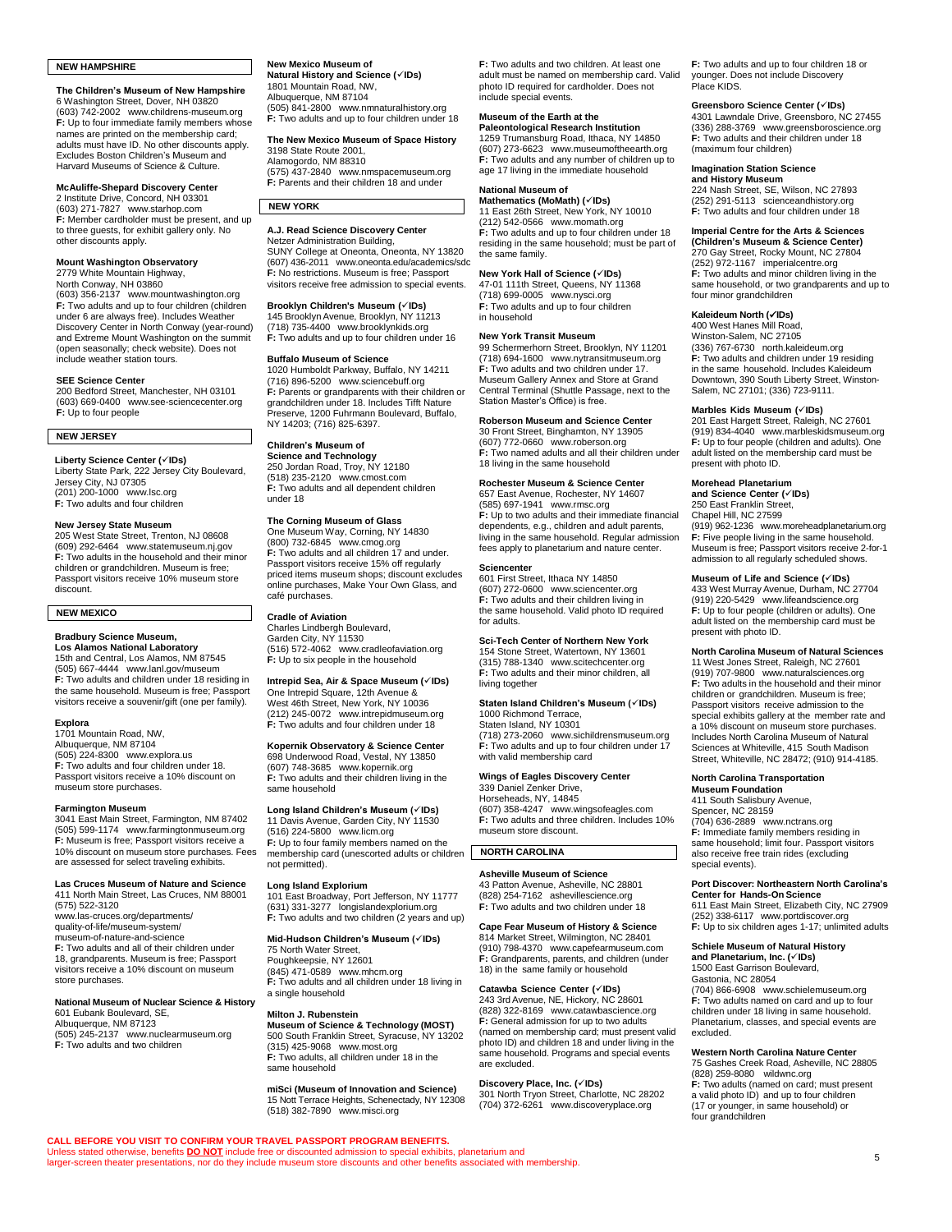## NEW HAMPSHIRE

**The Children's Museum of New Hampshire**
6 Washington Street, Dover, NH 03820
(603) 742-2002 www.childrens-museum.org
**F:** Up to four immediate family members whose names are printed on the membership card; adults must have ID. No other discounts apply. Excludes Boston Children's Museum and Harvard Museums of Science & Culture.

**McAuliffe-Shepard Discovery Center**
2 Institute Drive, Concord, NH 03301
(603) 271-7827 www.starhop.com
**F:** Member cardholder must be present, and up to three guests, for exhibit gallery only. No other discounts apply.

**Mount Washington Observatory**
2779 White Mountain Highway,
North Conway, NH 03860
(603) 356-2137 www.mountwashington.org
**F:** Two adults and up to four children (children under 6 are always free). Includes Weather Discovery Center in North Conway (year-round) and Extreme Mount Washington on the summit (open seasonally; check website). Does not include weather station tours.

**SEE Science Center**
200 Bedford Street, Manchester, NH 03101
(603) 669-0400 www.see-sciencecenter.org
**F:** Up to four people

## NEW JERSEY

**Liberty Science Center (✓IDs)**
Liberty State Park, 222 Jersey City Boulevard, Jersey City, NJ 07305
(201) 200-1000 www.lsc.org
**F:** Two adults and four children

**New Jersey State Museum**
205 West State Street, Trenton, NJ 08608
(609) 292-6464 www.statemuseum.nj.gov
**F:** Two adults in the household and their minor children or grandchildren. Museum is free; Passport visitors receive 10% museum store discount.

## NEW MEXICO

**Bradbury Science Museum, Los Alamos National Laboratory**
15th and Central, Los Alamos, NM 87545
(505) 667-4444 www.lanl.gov/museum
**F:** Two adults and children under 18 residing in the same household. Museum is free; Passport visitors receive a souvenir/gift (one per family).

**Explora**
1701 Mountain Road, NW,
Albuquerque, NM 87104
(505) 224-8300 www.explora.us
**F:** Two adults and four children under 18. Passport visitors receive a 10% discount on museum store purchases.

**Farmington Museum**
3041 East Main Street, Farmington, NM 87402
(505) 599-1174 www.farmingtonmuseum.org
**F:** Museum is free; Passport visitors receive a 10% discount on museum store purchases. Fees are assessed for select traveling exhibits.

**Las Cruces Museum of Nature and Science**
411 North Main Street, Las Cruces, NM 88001
(575) 522-3120
www.las-cruces.org/departments/quality-of-life/museum-system/museum-of-nature-and-science
**F:** Two adults and all of their children under 18, grandparents. Museum is free; Passport visitors receive a 10% discount on museum store purchases.

**National Museum of Nuclear Science & History**
601 Eubank Boulevard, SE,
Albuquerque, NM 87123
(505) 245-2137 www.nuclearmuseum.org
**F:** Two adults and two children

**New Mexico Museum of Natural History and Science (✓IDs)**
1801 Mountain Road, NW,
Albuquerque, NM 87104
(505) 841-2800 www.nmnaturalhistory.org
**F:** Two adults and up to four children under 18

**The New Mexico Museum of Space History**
3198 State Route 2001,
Alamogordo, NM 88310
(575) 437-2840 www.nmspacemuseum.org
**F:** Parents and their children 18 and under

## NEW YORK

**A.J. Read Science Discovery Center**
Netzer Administration Building,
SUNY College at Oneonta, Oneonta, NY 13820
(607) 436-2011 www.oneonta.edu/academics/sdc
**F:** No restrictions. Museum is free; Passport visitors receive free admission to special events.

**Brooklyn Children's Museum (✓IDs)**
145 Brooklyn Avenue, Brooklyn, NY 11213
(718) 735-4400 www.brooklynkids.org
**F:** Two adults and up to four children under 16

**Buffalo Museum of Science**
1020 Humboldt Parkway, Buffalo, NY 14211
(716) 896-5200 www.sciencebuff.org
**F:** Parents or grandparents with their children or grandchildren under 18. Includes Tifft Nature Preserve, 1200 Fuhrmann Boulevard, Buffalo, NY 14203; (716) 825-6397.

**Children's Museum of Science and Technology**
250 Jordan Road, Troy, NY 12180
(518) 235-2120 www.cmost.com
**F:** Two adults and all dependent children under 18

**The Corning Museum of Glass**
One Museum Way, Corning, NY 14830
(800) 732-6845 www.cmog.org
**F:** Two adults and all children 17 and under. Passport visitors receive 15% off regularly priced items museum shops; discount excludes online purchases, Make Your Own Glass, and café purchases.

**Cradle of Aviation**
Charles Lindbergh Boulevard,
Garden City, NY 11530
(516) 572-4062 www.cradleofaviation.org
**F:** Up to six people in the household

**Intrepid Sea, Air & Space Museum (✓IDs)**
One Intrepid Square, 12th Avenue &
West 46th Street, New York, NY 10036
(212) 245-0072 www.intrepidmuseum.org
**F:** Two adults and four children under 18

**Kopernik Observatory & Science Center**
698 Underwood Road, Vestal, NY 13850
(607) 748-3685 www.kopernik.org
**F:** Two adults and their children living in the same household

**Long Island Children's Museum (✓IDs)**
11 Davis Avenue, Garden City, NY 11530
(516) 224-5800 www.licm.org
**F:** Up to four family members named on the membership card (unescorted adults or children not permitted).

**Long Island Explorium**
101 East Broadway, Port Jefferson, NY 11777
(631) 331-3277 longislandexplorium.org
**F:** Two adults and two children (2 years and up)

**Mid-Hudson Children's Museum (✓IDs)**
75 North Water Street,
Poughkeepsie, NY 12601
(845) 471-0589 www.mhcm.org
**F:** Two adults and all children under 18 living in a single household

**Milton J. Rubenstein Museum of Science & Technology (MOST)**
500 South Franklin Street, Syracuse, NY 13202
(315) 425-9068 www.most.org
**F:** Two adults, all children under 18 in the same household

**miSci (Museum of Innovation and Science)**
15 Nott Terrace Heights, Schenectady, NY 12308
(518) 382-7890 www.misci.org
**F:** Two adults and two children. At least one adult must be named on membership card. Valid photo ID required for cardholder. Does not include special events.

**Museum of the Earth at the Paleontological Research Institution**
1259 Trumansburg Road, Ithaca, NY 14850
(607) 273-6623 www.museumoftheearth.org
**F:** Two adults and any number of children up to age 17 living in the immediate household

**National Museum of Mathematics (MoMath) (✓IDs)**
11 East 26th Street, New York, NY 10010
(212) 542-0566 www.momath.org
**F:** Two adults and up to four children under 18 residing in the same household; must be part of the same family.

**New York Hall of Science (✓IDs)**
47-01 111th Street, Queens, NY 11368
(718) 699-0005 www.nysci.org
**F:** Two adults and up to four children in household

**New York Transit Museum**
99 Schermerhorn Street, Brooklyn, NY 11201
(718) 694-1600 www.nytransitmuseum.org
**F:** Two adults and two children under 17. Museum Gallery Annex and Store at Grand Central Terminal (Shuttle Passage, next to the Station Master's Office) is free.

**Roberson Museum and Science Center**
30 Front Street, Binghamton, NY 13905
(607) 772-0660 www.roberson.org
**F:** Two named adults and all their children under 18 living in the same household

**Rochester Museum & Science Center**
657 East Avenue, Rochester, NY 14607
(585) 697-1941 www.rmsc.org
**F:** Up to two adults and their immediate financial dependents, e.g., children and adult parents, living in the same household. Regular admission fees apply to planetarium and nature center.

**Sciencenter**
601 First Street, Ithaca NY 14850
(607) 272-0600 www.sciencenter.org
**F:** Two adults and their children living in the same household. Valid photo ID required for adults.

**Sci-Tech Center of Northern New York**
154 Stone Street, Watertown, NY 13601
(315) 788-1340 www.scitechcenter.org
**F:** Two adults and their minor children, all living together

**Staten Island Children's Museum (✓IDs)**
1000 Richmond Terrace,
Staten Island, NY 10301
(718) 273-2060 www.sichildrensmuseum.org
**F:** Two adults and up to four children under 17 with valid membership card

**Wings of Eagles Discovery Center**
339 Daniel Zenker Drive,
Horseheads, NY, 14845
(607) 358-4247 www.wingsofeagles.com
**F:** Two adults and three children. Includes 10% museum store discount.

## NORTH CAROLINA

**Asheville Museum of Science**
43 Patton Avenue, Asheville, NC 28801
(828) 254-7162 ashevillescience.org
**F:** Two adults and two children under 18

**Cape Fear Museum of History & Science**
814 Market Street, Wilmington, NC 28401
(910) 798-4370 www.capefearmuseum.com
**F:** Grandparents, parents, and children (under 18) in the same family or household

**Catawba Science Center (✓IDs)**
243 3rd Avenue, NE, Hickory, NC 28601
(828) 322-8169 www.catawbascience.org
**F:** General admission for up to two adults (named on membership card; must present valid photo ID) and children 18 and under living in the same household. Programs and special events are excluded.

**Discovery Place, Inc. (✓IDs)**
301 North Tryon Street, Charlotte, NC 28202
(704) 372-6261 www.discoveryplace.org
**F:** Two adults and up to four children 18 or younger. Does not include Discovery Place KIDS.

**Greensboro Science Center (✓IDs)**
4301 Lawndale Drive, Greensboro, NC 27455
(336) 288-3769 www.greensboroscience.org
**F:** Two adults and their children under 18 (maximum four children)

**Imagination Station Science and History Museum**
224 Nash Street, SE, Wilson, NC 27893
(252) 291-5113 scienceandhistory.org
**F:** Two adults and four children under 18

**Imperial Centre for the Arts & Sciences (Children's Museum & Science Center)**
270 Gay Street, Rocky Mount, NC 27804
(252) 972-1167 imperialcentre.org
**F:** Two adults and minor children living in the same household, or two grandparents and up to four minor grandchildren

**Kaleideum North (✓IDs)**
400 West Hanes Mill Road,
Winston-Salem, NC 27105
(336) 767-6730 north.kaleideum.org
**F:** Two adults and children under 19 residing in the same household. Includes Kaleideum Downtown, 390 South Liberty Street, Winston-Salem, NC 27101; (336) 723-9111.

**Marbles Kids Museum (✓IDs)**
201 East Hargett Street, Raleigh, NC 27601
(919) 834-4040 www.marbleskidsmuseum.org
**F:** Up to four people (children and adults). One adult listed on the membership card must be present with photo ID.

**Morehead Planetarium and Science Center (✓IDs)**
250 East Franklin Street,
Chapel Hill, NC 27599
(919) 962-1236 www.moreheadplanetarium.org
**F:** Five people living in the same household. Museum is free; Passport visitors receive 2-for-1 admission to all regularly scheduled shows.

**Museum of Life and Science (✓IDs)**
433 West Murray Avenue, Durham, NC 27704
(919) 220-5429 www.lifeandscience.org
**F:** Up to four people (children or adults). One adult listed on the membership card must be present with photo ID.

**North Carolina Museum of Natural Sciences**
11 West Jones Street, Raleigh, NC 27601
(919) 707-9800 www.naturalsciences.org
**F:** Two adults in the household and their minor children or grandchildren. Museum is free; Passport visitors receive admission to the special exhibits gallery at the member rate and a 10% discount on museum store purchases. Includes North Carolina Museum of Natural Sciences at Whiteville, 415 South Madison Street, Whiteville, NC 28472; (910) 914-4185.

**North Carolina Transportation Museum Foundation**
411 South Salisbury Avenue,
Spencer, NC 28159
(704) 636-2889 www.nctrans.org
**F:** Immediate family members residing in same household; limit four. Passport visitors also receive free train rides (excluding special events).

**Port Discover: Northeastern North Carolina's Center for Hands-On Science**
611 East Main Street, Elizabeth City, NC 27909
(252) 338-6117 www.portdiscover.org
**F:** Up to six children ages 1-17; unlimited adults

**Schiele Museum of Natural History and Planetarium, Inc. (✓IDs)**
1500 East Garrison Boulevard,
Gastonia, NC 28054
(704) 866-6908 www.schielemuseum.org
**F:** Two adults named on card and up to four children under 18 living in same household. Planetarium, classes, and special events are excluded.

**Western North Carolina Nature Center**
75 Gashes Creek Road, Asheville, NC 28805
(828) 259-8080 wildwnc.org
**F:** Two adults (named on card; must present a valid photo ID) and up to four children (17 or younger, in same household) or four grandchildren

**CALL BEFORE YOU VISIT TO CONFIRM YOUR TRAVEL PASSPORT PROGRAM BENEFITS.**
Unless stated otherwise, benefits **DO NOT** include free or discounted admission to special exhibits, planetarium and larger-screen theater presentations, nor do they include museum store discounts and other benefits associated with membership.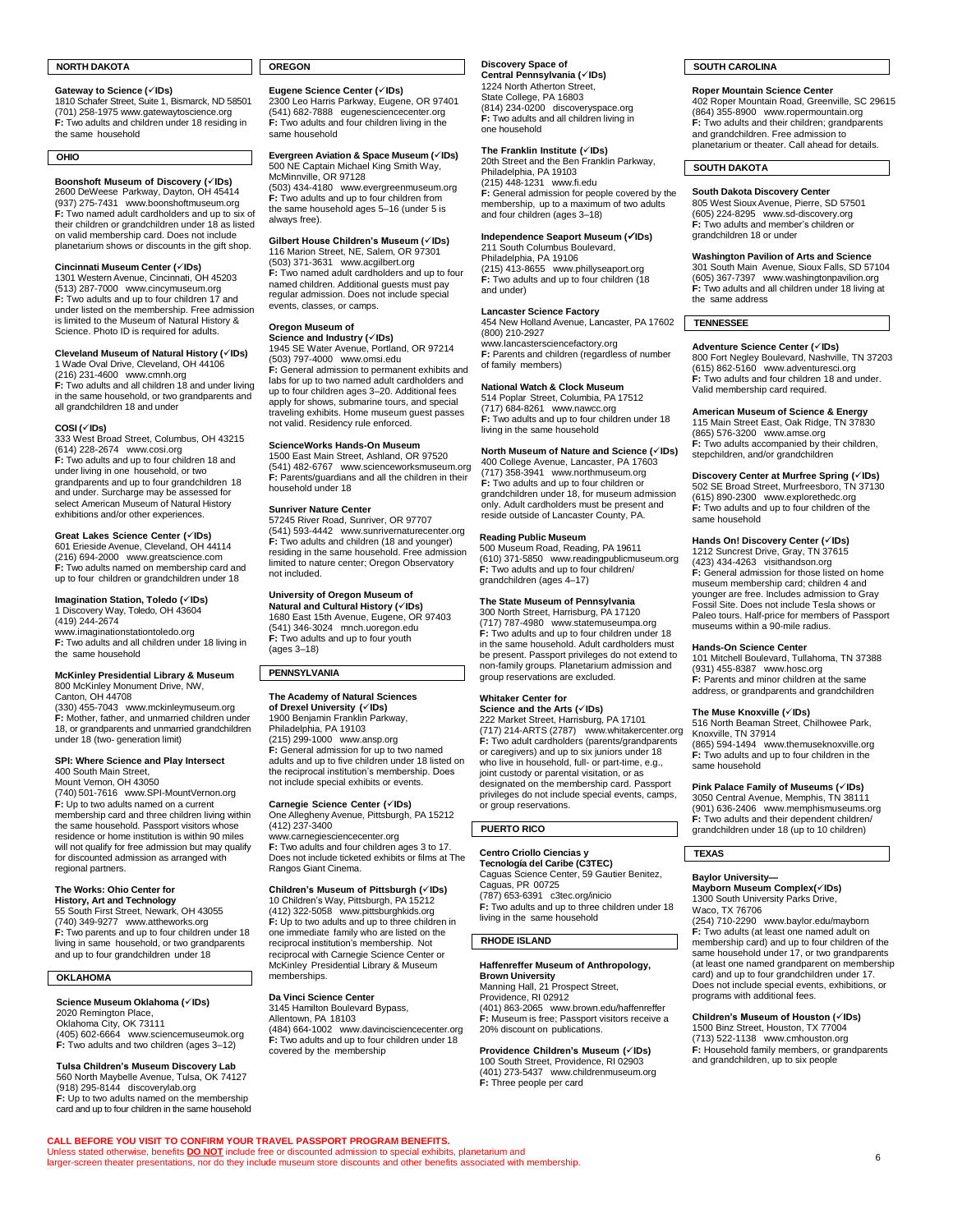## NORTH DAKOTA

**Gateway to Science (✓IDs)**
1810 Schafer Street, Suite 1, Bismarck, ND 58501
(701) 258-1975 www.gatewaytoscience.org
**F:** Two adults and children under 18 residing in the same household

## OHIO

**Boonshoft Museum of Discovery (✓IDs)**
2600 DeWeese Parkway, Dayton, OH 45414
(937) 275-7431 www.boonshoftmuseum.org
**F:** Two named adult cardholders and up to six of their children or grandchildren under 18 as listed on valid membership card. Does not include planetarium shows or discounts in the gift shop.

**Cincinnati Museum Center (✓IDs)**
1301 Western Avenue, Cincinnati, OH 45203
(513) 287-7000 www.cincymuseum.org
**F:** Two adults and up to four children 17 and under listed on the membership. Free admission is limited to the Museum of Natural History & Science. Photo ID is required for adults.

**Cleveland Museum of Natural History (✓IDs)**
1 Wade Oval Drive, Cleveland, OH 44106
(216) 231-4600 www.cmnh.org
**F:** Two adults and all children 18 and under living in the same household, or two grandparents and all grandchildren 18 and under

**COSI (✓IDs)**
333 West Broad Street, Columbus, OH 43215
(614) 228-2674 www.cosi.org
**F:** Two adults and up to four children 18 and under living in one household, or two grandparents and up to four grandchildren 18 and under. Surcharge may be assessed for select American Museum of Natural History exhibitions and/or other experiences.

**Great Lakes Science Center (✓IDs)**
601 Erieside Avenue, Cleveland, OH 44114
(216) 694-2000 www.greatscience.com
**F:** Two adults named on membership card and up to four children or grandchildren under 18

**Imagination Station, Toledo (✓IDs)**
1 Discovery Way, Toledo, OH 43604
(419) 244-2674
www.imaginationstationtoledo.org
**F:** Two adults and all children under 18 living in the same household

**McKinley Presidential Library & Museum**
800 McKinley Monument Drive, NW,
Canton, OH 44708
(330) 455-7043 www.mckinleymuseum.org
**F:** Mother, father, and unmarried children under 18, or grandparents and unmarried grandchildren under 18 (two- generation limit)

**SPI: Where Science and Play Intersect**
400 South Main Street,
Mount Vernon, OH 43050
(740) 501-7616 www.SPI-MountVernon.org
**F:** Up to two adults named on a current membership card and three children living within the same household. Passport visitors whose residence or home institution is within 90 miles will not qualify for free admission but may qualify for discounted admission as arranged with regional partners.

**The Works: Ohio Center for History, Art and Technology**
55 South First Street, Newark, OH 43055
(740) 349-9277 www.attheworks.org
**F:** Two parents and up to four children under 18 living in same household, or two grandparents and up to four grandchildren under 18

## OKLAHOMA

**Science Museum Oklahoma (✓IDs)**
2020 Remington Place,
Oklahoma City, OK 73111
(405) 602-6664 www.sciencemuseumok.org
**F:** Two adults and two children (ages 3–12)

**Tulsa Children's Museum Discovery Lab**
560 North Maybelle Avenue, Tulsa, OK 74127
(918) 295-8144 discoverylab.org
**F:** Up to two adults named on the membership card and up to four children in the same household

## OREGON

**Eugene Science Center (✓IDs)**
2300 Leo Harris Parkway, Eugene, OR 97401
(541) 682-7888 eugenesciencecenter.org
**F:** Two adults and four children living in the same household

**Evergreen Aviation & Space Museum (✓IDs)**
500 NE Captain Michael King Smith Way,
McMinnville, OR 97128
(503) 434-4180 www.evergreenmuseum.org
**F:** Two adults and up to four children from the same household ages 5–16 (under 5 is always free).

**Gilbert House Children's Museum (✓IDs)**
116 Marion Street, NE, Salem, OR 97301
(503) 371-3631 www.acgilbert.org
**F:** Two named adult cardholders and up to four named children. Additional guests must pay regular admission. Does not include special events, classes, or camps.

**Oregon Museum of Science and Industry (✓IDs)**
1945 SE Water Avenue, Portland, OR 97214
(503) 797-4000 www.omsi.edu
**F:** General admission to permanent exhibits and labs for up to two named adult cardholders and up to four children ages 3–20. Additional fees apply for shows, submarine tours, and special traveling exhibits. Home museum guest passes not valid. Residency rule enforced.

**ScienceWorks Hands-On Museum**
1500 East Main Street, Ashland, OR 97520
(541) 482-6767 www.scienceworksmuseum.org
**F:** Parents/guardians and all the children in their household under 18

**Sunriver Nature Center**
57245 River Road, Sunriver, OR 97707
(541) 593-4442 www.sunrivernaturecenter.org
**F:** Two adults and children (18 and younger) residing in the same household. Free admission limited to nature center; Oregon Observatory not included.

**University of Oregon Museum of Natural and Cultural History (✓IDs)**
1680 East 15th Avenue, Eugene, OR 97403
(541) 346-3024 mnch.uoregon.edu
**F:** Two adults and up to four youth (ages 3–18)

## PENNSYLVANIA

**The Academy of Natural Sciences of Drexel University (✓IDs)**
1900 Benjamin Franklin Parkway,
Philadelphia, PA 19103
(215) 299-1000 www.ansp.org
**F:** General admission for up to two named adults and up to five children under 18 listed on the reciprocal institution's membership. Does not include special exhibits or events.

**Carnegie Science Center (✓IDs)**
One Allegheny Avenue, Pittsburgh, PA 15212
(412) 237-3400
www.carnegiesciencecenter.org
**F:** Two adults and four children ages 3 to 17. Does not include ticketed exhibits or films at The Rangos Giant Cinema.

**Children's Museum of Pittsburgh (✓IDs)**
10 Children's Way, Pittsburgh, PA 15212
(412) 322-5058 www.pittsburghkids.org
**F:** Up to two adults and up to three children in one immediate family who are listed on the reciprocal institution's membership. Not reciprocal with Carnegie Science Center or McKinley Presidential Library & Museum memberships.

**Da Vinci Science Center**
3145 Hamilton Boulevard Bypass,
Allentown, PA 18103
(484) 664-1002 www.davincisciencecenter.org
**F:** Two adults and up to four children under 18 covered by the membership

**Discovery Space of Central Pennsylvania (✓IDs)**
1224 North Atherton Street,
State College, PA 16803
(814) 234-0200 discoveryspace.org
**F:** Two adults and all children living in one household

**The Franklin Institute (✓IDs)**
20th Street and the Ben Franklin Parkway,
Philadelphia, PA 19103
(215) 448-1231 www.fi.edu
**F:** General admission for people covered by the membership, up to a maximum of two adults and four children (ages 3–18)

**Independence Seaport Museum (✓IDs)**
211 South Columbus Boulevard,
Philadelphia, PA 19106
(215) 413-8655 www.phillyseaport.org
**F:** Two adults and up to four children (18 and under)

**Lancaster Science Factory**
454 New Holland Avenue, Lancaster, PA 17602
(800) 210-2927
www.lancastersciencefactory.org
**F:** Parents and children (regardless of number of family members)

**National Watch & Clock Museum**
514 Poplar Street, Columbia, PA 17512
(717) 684-8261 www.nawcc.org
**F:** Two adults and up to four children under 18 living in the same household

**North Museum of Nature and Science (✓IDs)**
400 College Avenue, Lancaster, PA 17603
(717) 358-3941 www.northmuseum.org
**F:** Two adults and up to four children or grandchildren under 18, for museum admission only. Adult cardholders must be present and reside outside of Lancaster County, PA.

**Reading Public Museum**
500 Museum Road, Reading, PA 19611
(610) 371-5850 www.readingpublicmuseum.org
**F:** Two adults and up to four children/ grandchildren (ages 4–17)

**The State Museum of Pennsylvania**
300 North Street, Harrisburg, PA 17120
(717) 787-4980 www.statemuseumpa.org
**F:** Two adults and up to four children under 18 in the same household. Adult cardholders must be present. Passport privileges do not extend to non-family groups. Planetarium admission and group reservations are excluded.

**Whitaker Center for Science and the Arts (✓IDs)**
222 Market Street, Harrisburg, PA 17101
(717) 214-ARTS (2787) www.whitakercenter.org
**F:** Two adult cardholders (parents/grandparents or caregivers) and up to six juniors under 18 who live in household, full- or part-time, e.g., joint custody or parental visitation, or as designated on the membership card. Passport privileges do not include special events, camps, or group reservations.

## PUERTO RICO

**Centro Criollo Ciencias y Tecnología del Caribe (C3TEC)**
Caguas Science Center, 59 Gautier Benitez,
Caguas, PR 00725
(787) 653-6391 c3tec.org/inicio
**F:** Two adults and up to three children under 18 living in the same household

## RHODE ISLAND

**Haffenreffer Museum of Anthropology, Brown University**
Manning Hall, 21 Prospect Street,
Providence, RI 02912
(401) 863-2065 www.brown.edu/haffenreffer
**F:** Museum is free; Passport visitors receive a 20% discount on publications.

**Providence Children's Museum (✓IDs)**
100 South Street, Providence, RI 02903
(401) 273-5437 www.childrenmuseum.org
**F:** Three people per card

## SOUTH CAROLINA

**Roper Mountain Science Center**
402 Roper Mountain Road, Greenville, SC 29615
(864) 355-8900 www.ropermountain.org
**F:** Two adults and their children; grandparents and grandchildren. Free admission to planetarium or theater. Call ahead for details.

## SOUTH DAKOTA

**South Dakota Discovery Center**
805 West Sioux Avenue, Pierre, SD 57501
(605) 224-8295 www.sd-discovery.org
**F:** Two adults and member's children or grandchildren 18 or under

**Washington Pavilion of Arts and Science**
301 South Main Avenue, Sioux Falls, SD 57104
(605) 367-7397 www.washingtonpavilion.org
**F:** Two adults and all children under 18 living at the same address

## TENNESSEE

**Adventure Science Center (✓IDs)**
800 Fort Negley Boulevard, Nashville, TN 37203
(615) 862-5160 www.adventuresci.org
**F:** Two adults and four children 18 and under. Valid membership card required.

**American Museum of Science & Energy**
115 Main Street East, Oak Ridge, TN 37830
(865) 576-3200 www.amse.org
**F:** Two adults accompanied by their children, stepchildren, and/or grandchildren

**Discovery Center at Murfree Spring (✓IDs)**
502 SE Broad Street, Murfreesboro, TN 37130
(615) 890-2300 www.explorethedc.org
**F:** Two adults and up to four children of the same household

**Hands On! Discovery Center (✓IDs)**
1212 Suncrest Drive, Gray, TN 37615
(423) 434-4263 visithandson.org
**F:** General admission for those listed on home museum membership card; children 4 and younger are free. Includes admission to Gray Fossil Site. Does not include Tesla shows or Paleo tours. Half-price for members of Passport museums within a 90-mile radius.

**Hands-On Science Center**
101 Mitchell Boulevard, Tullahoma, TN 37388
(931) 455-8387 www.hosc.org
**F:** Parents and minor children at the same address, or grandparents and grandchildren

**The Muse Knoxville (✓IDs)**
516 North Beaman Street, Chilhowee Park,
Knoxville, TN 37914
(865) 594-1494 www.themuseknoxville.org
**F:** Two adults and up to four children in the same household

**Pink Palace Family of Museums (✓IDs)**
3050 Central Avenue, Memphis, TN 38111
(901) 636-2406 www.memphismuseums.org
**F:** Two adults and their dependent children/ grandchildren under 18 (up to 10 children)

## TEXAS

**Baylor University— Mayborn Museum Complex(✓IDs)**
1300 South University Parks Drive,
Waco, TX 76706
(254) 710-2290 www.baylor.edu/mayborn
**F:** Two adults (at least one named adult on membership card) and up to four children of the same household under 17, or two grandparents (at least one named grandparent on membership card) and up to four grandchildren under 17. Does not include special events, exhibitions, or programs with additional fees.

**Children's Museum of Houston (✓IDs)**
1500 Binz Street, Houston, TX 77004
(713) 522-1138 www.cmhouston.org
**F:** Household family members, or grandparents and grandchildren, up to six people

**CALL BEFORE YOU VISIT TO CONFIRM YOUR TRAVEL PASSPORT PROGRAM BENEFITS.**
Unless stated otherwise, benefits **DO NOT** include free or discounted admission to special exhibits, planetarium and larger-screen theater presentations, nor do they include museum store discounts and other benefits associated with membership.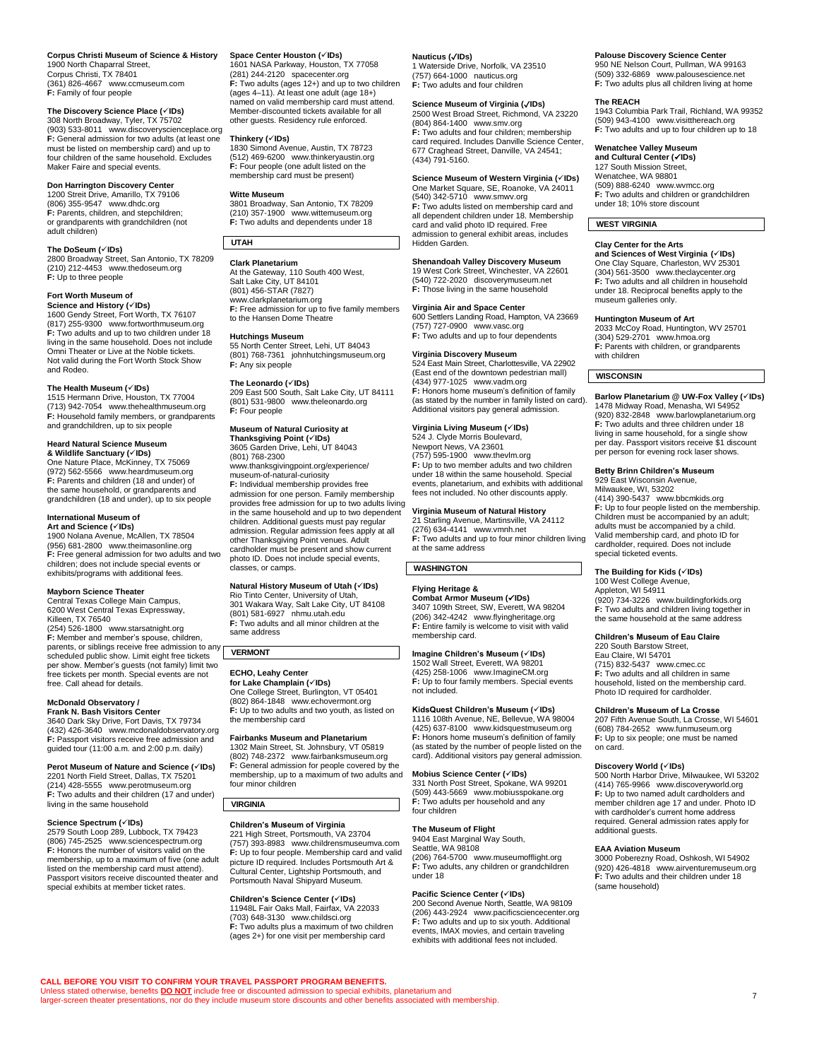**Corpus Christi Museum of Science & History**
1900 North Chaparral Street,
Corpus Christi, TX 78401
(361) 826-4667 www.ccmuseum.com
**F:** Family of four people

**The Discovery Science Place (✓IDs)**
308 North Broadway, Tyler, TX 75702
(903) 533-8011 www.discoveryscienceplace.org
**F:** General admission for two adults (at least one must be listed on membership card) and up to four children of the same household. Excludes Maker Faire and special events.

**Don Harrington Discovery Center**
1200 Streit Drive, Amarillo, TX 79106
(806) 355-9547 www.dhdc.org
**F:** Parents, children, and stepchildren; or grandparents with grandchildren (not adult children)

**The DoSeum (✓IDs)**
2800 Broadway Street, San Antonio, TX 78209
(210) 212-4453 www.thedoseum.org
**F:** Up to three people

**Fort Worth Museum of Science and History (✓IDs)**
1600 Gendy Street, Fort Worth, TX 76107
(817) 255-9300 www.fortworthmuseum.org
**F:** Two adults and up to two children under 18 living in the same household. Does not include Omni Theater or Live at the Noble tickets. Not valid during the Fort Worth Stock Show and Rodeo.

**The Health Museum (✓IDs)**
1515 Hermann Drive, Houston, TX 77004
(713) 942-7054 www.thehealthmuseum.org
**F:** Household family members, or grandparents and grandchildren, up to six people

**Heard Natural Science Museum & Wildlife Sanctuary (✓IDs)**
One Nature Place, McKinney, TX 75069
(972) 562-5566 www.heardmuseum.org
**F:** Parents and children (18 and under) of the same household, or grandparents and grandchildren (18 and under), up to six people

**International Museum of Art and Science (✓IDs)**
1900 Nolana Avenue, McAllen, TX 78504
(956) 681-2800 www.theimasonline.org
**F:** Free general admission for two adults and two children; does not include special events or exhibits/programs with additional fees.

**Mayborn Science Theater**
Central Texas College Main Campus,
6200 West Central Texas Expressway,
Killeen, TX 76540
(254) 526-1800 www.starsatnight.org
**F:** Member and member's spouse, children, parents, or siblings receive free admission to any scheduled public show. Limit eight free tickets per show. Member's guests (not family) limit two free tickets per month. Special events are not free. Call ahead for details.

**McDonald Observatory / Frank N. Bash Visitors Center**
3640 Dark Sky Drive, Fort Davis, TX 79734
(432) 426-3640 www.mcdonaldobservatory.org
**F:** Passport visitors receive free admission and guided tour (11:00 a.m. and 2:00 p.m. daily)

**Perot Museum of Nature and Science (✓IDs)**
2201 North Field Street, Dallas, TX 75201
(214) 428-5555 www.perotmuseum.org
**F:** Two adults and their children (17 and under) living in the same household

**Science Spectrum (✓IDs)**
2579 South Loop 289, Lubbock, TX 79423
(806) 745-2525 www.sciencespectrum.org
**F:** Honors the number of visitors valid on the membership, up to a maximum of five (one adult listed on the membership card must attend). Passport visitors receive discounted theater and special exhibits at member ticket rates.

**Space Center Houston (✓IDs)**
1601 NASA Parkway, Houston, TX 77058
(281) 244-2120 spacecenter.org
**F:** Two adults (ages 12+) and up to two children (ages 4–11). At least one adult (age 18+) named on valid membership card must attend. Member-discounted tickets available for all other guests. Residency rule enforced.

**Thinkery (✓IDs)**
1830 Simond Avenue, Austin, TX 78723
(512) 469-6200 www.thinkeryaustin.org
**F:** Four people (one adult listed on the membership card must be present)

**Witte Museum**
3801 Broadway, San Antonio, TX 78209
(210) 357-1900 www.wittemuseum.org
**F:** Two adults and dependents under 18

## UTAH

**Clark Planetarium**
At the Gateway, 110 South 400 West,
Salt Lake City, UT 84101
(801) 456-STAR (7827)
www.clarkplanetarium.org
**F:** Free admission for up to five family members to the Hansen Dome Theatre

**Hutchings Museum**
55 North Center Street, Lehi, UT 84043
(801) 768-7361 johnhutchingsmuseum.org
**F:** Any six people

**The Leonardo (✓IDs)**
209 East 500 South, Salt Lake City, UT 84111
(801) 531-9800 www.theleonardo.org
**F:** Four people

**Museum of Natural Curiosity at Thanksgiving Point (✓IDs)**
3605 Garden Drive, Lehi, UT 84043
(801) 768-2300
www.thanksgivingpoint.org/experience/museum-of-natural-curiosity
**F:** Individual membership provides free admission for one person. Family membership provides free admission for up to two adults living in the same household and two dependent children. Additional guests must pay regular admission. Regular admission fees apply at all other Thanksgiving Point venues. Adult cardholder must be present and show current photo ID. Does not include special events, classes, or camps.

**Natural History Museum of Utah (✓IDs)**
Rio Tinto Center, University of Utah,
301 Wakara Way, Salt Lake City, UT 84108
(801) 581-6927 nhmu.utah.edu
**F:** Two adults and all minor children at the same address

## VERMONT

**ECHO, Leahy Center for Lake Champlain (✓IDs)**
One College Street, Burlington, VT 05401
(802) 864-1848 www.echovermont.org
**F:** Up to two adults and two youth, as listed on the membership card

**Fairbanks Museum and Planetarium**
1302 Main Street, St. Johnsbury, VT 05819
(802) 748-2372 www.fairbanksmuseum.org
**F:** General admission for the people covered by the membership, up to a maximum of two adults and four minor children

## VIRGINIA

**Children's Museum of Virginia**
221 High Street, Portsmouth, VA 23704
(757) 393-8983 www.childrensmuseumva.com
**F:** Up to four people. Membership card and valid picture ID required. Includes Portsmouth Art & Cultural Center, Lightship Portsmouth, and Portsmouth Naval Shipyard Museum.

**Children's Science Center (✓IDs)**
11948L Fair Oaks Mall, Fairfax, VA 22033
(703) 648-3130 www.childsci.org
**F:** Two adults plus a maximum of two children (ages 2+) for one visit per membership card

**Nauticus (✓IDs)**
1 Waterside Drive, Norfolk, VA 23510
(757) 664-1000 nauticus.org
**F:** Two adults and four children

**Science Museum of Virginia (✓IDs)**
2500 West Broad Street, Richmond, VA 23220
(804) 864-1400 www.smv.org
**F:** Two adults and four children; membership card required. Includes Danville Science Center, 677 Craghead Street, Danville, VA 24541; (434) 791-5160.

**Science Museum of Western Virginia (✓IDs)**
One Market Square, SE, Roanoke, VA 24011
(540) 342-5710 www.smwv.org
**F:** Two adults listed on membership card and all dependent children under 18. Membership card and valid photo ID required. Free admission to general exhibit areas, includes Hidden Garden.

**Shenandoah Valley Discovery Museum**
19 West Cork Street, Winchester, VA 22601
(540) 722-2020 discoverymuseum.net
**F:** Those living in the same household

**Virginia Air and Space Center**
600 Settlers Landing Road, Hampton, VA 23669
(757) 727-0900 www.vasc.org
**F:** Two adults and up to four dependents

**Virginia Discovery Museum**
524 East Main Street, Charlottesville, VA 22902
(East end of the downtown pedestrian mall)
(434) 977-1025 www.vadm.org
**F:** Honors home museum's definition of family (as stated by the number in family listed on card). Additional visitors pay general admission.

**Virginia Living Museum (✓IDs)**
524 J. Clyde Morris Boulevard,
Newport News, VA 23601
(757) 595-1900 www.thevlm.org
**F:** Up to two member adults and two children under 18 within the same household. Special events, planetarium, and exhibits with additional fees not included. No other discounts apply.

**Virginia Museum of Natural History**
21 Starling Avenue, Martinsville, VA 24112
(276) 634-4141 www.vmnh.net
**F:** Two adults and up to four minor children living at the same address

## WASHINGTON

**Flying Heritage & Combat Armor Museum (✓IDs)**
3407 109th Street, SW, Everett, WA 98204
(206) 342-4242 www.flyingheritage.org
**F:** Entire family is welcome to visit with valid membership card.

**Imagine Children's Museum (✓IDs)**
1502 Wall Street, Everett, WA 98201
(425) 258-1006 www.ImagineCM.org
**F:** Up to four family members. Special events not included.

**KidsQuest Children's Museum (✓IDs)**
1116 108th Avenue, NE, Bellevue, WA 98004
(425) 637-8100 www.kidsquestmuseum.org
**F:** Honors home museum's definition of family (as stated by the number of people listed on the card). Additional visitors pay general admission.

**Mobius Science Center (✓IDs)**
331 North Post Street, Spokane, WA 99201
(509) 443-5669 www.mobiusspokane.org
**F:** Two adults per household and any four children

**The Museum of Flight**
9404 East Marginal Way South,
Seattle, WA 98108
(206) 764-5700 www.museumofflight.org
**F:** Two adults, any children or grandchildren under 18

**Pacific Science Center (✓IDs)**
200 Second Avenue North, Seattle, WA 98109
(206) 443-2924 www.pacificsciencecenter.org
**F:** Two adults and up to six youth. Additional events, IMAX movies, and certain traveling exhibits with additional fees not included.

**Palouse Discovery Science Center**
950 NE Nelson Court, Pullman, WA 99163
(509) 332-6869 www.palousescience.net
**F:** Two adults plus all children living at home

**The REACH**
1943 Columbia Park Trail, Richland, WA 99352
(509) 943-4100 www.visitthereach.org
**F:** Two adults and up to four children up to 18

**Wenatchee Valley Museum and Cultural Center (✓IDs)**
127 South Mission Street,
Wenatchee, WA 98801
(509) 888-6240 www.wvmcc.org
**F:** Two adults and children or grandchildren under 18; 10% store discount

## WEST VIRGINIA

**Clay Center for the Arts and Sciences of West Virginia (✓IDs)**
One Clay Square, Charleston, WV 25301
(304) 561-3500 www.theclaycenter.org
**F:** Two adults and all children in household under 18. Reciprocal benefits apply to the museum galleries only.

**Huntington Museum of Art**
2033 McCoy Road, Huntington, WV 25701
(304) 529-2701 www.hmoa.org
**F:** Parents with children, or grandparents with children

## WISCONSIN

**Barlow Planetarium @ UW-Fox Valley (✓IDs)**
1478 Midway Road, Menasha, WI 54952
(920) 832-2848 www.barlowplanetarium.org
**F:** Two adults and three children under 18 living in same household, for a single show per day. Passport visitors receive $1 discount per person for evening rock laser shows.

**Betty Brinn Children's Museum**
929 East Wisconsin Avenue,
Milwaukee, WI, 53202
(414) 390-5437 www.bbcmkids.org
**F:** Up to four people listed on the membership. Children must be accompanied by an adult; adults must be accompanied by a child. Valid membership card, and photo ID for cardholder, required. Does not include special ticketed events.

**The Building for Kids (✓IDs)**
100 West College Avenue,
Appleton, WI 54911
(920) 734-3226 www.buildingforkids.org
**F:** Two adults and children living together in the same household at the same address

**Children's Museum of Eau Claire**
220 South Barstow Street,
Eau Claire, WI 54701
(715) 832-5437 www.cmec.cc
**F:** Two adults and all children in same household, listed on the membership card. Photo ID required for cardholder.

**Children's Museum of La Crosse**
207 Fifth Avenue South, La Crosse, WI 54601
(608) 784-2652 www.funmuseum.org
**F:** Up to six people; one must be named on card.

**Discovery World (✓IDs)**
500 North Harbor Drive, Milwaukee, WI 53202
(414) 765-9966 www.discoveryworld.org
**F:** Up to two named adult cardholders and member children age 17 and under. Photo ID with cardholder's current home address required. General admission rates apply for additional guests.

**EAA Aviation Museum**
3000 Poberezny Road, Oshkosh, WI 54902
(920) 426-4818 www.airventuremuseum.org
**F:** Two adults and their children under 18 (same household)

**CALL BEFORE YOU VISIT TO CONFIRM YOUR TRAVEL PASSPORT PROGRAM BENEFITS.**
Unless stated otherwise, benefits **DO NOT** include free or discounted admission to special exhibits, planetarium and larger-screen theater presentations, nor do they include museum store discounts and other benefits associated with membership.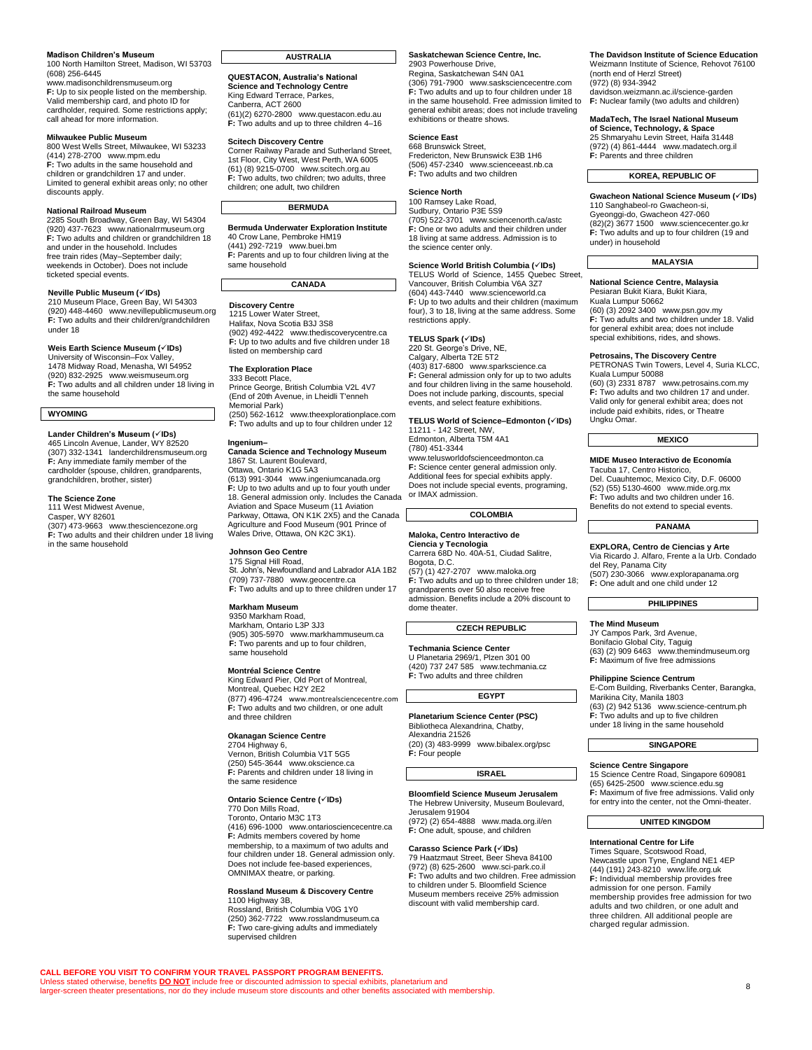**Madison Children's Museum**
100 North Hamilton Street, Madison, WI 53703
(608) 256-6445
www.madisonchildrensmuseum.org
**F:** Up to six people listed on the membership. Valid membership card, and photo ID for cardholder, required. Some restrictions apply; call ahead for more information.

**Milwaukee Public Museum**
800 West Wells Street, Milwaukee, WI 53233
(414) 278-2700 www.mpm.edu
**F:** Two adults in the same household and children or grandchildren 17 and under. Limited to general exhibit areas only; no other discounts apply.

**National Railroad Museum**
2285 South Broadway, Green Bay, WI 54304
(920) 437-7623 www.nationalrrmuseum.org
**F:** Two adults and children or grandchildren 18 and under in the household. Includes free train rides (May–September daily; weekends in October). Does not include ticketed special events.

**Neville Public Museum (✓IDs)**
210 Museum Place, Green Bay, WI 54303
(920) 448-4460 www.nevillepublicmuseum.org
**F:** Two adults and their children/grandchildren under 18

**Weis Earth Science Museum (✓IDs)**
University of Wisconsin–Fox Valley,
1478 Midway Road, Menasha, WI 54952
(920) 832-2925 www.weismuseum.org
**F:** Two adults and all children under 18 living in the same household

## WYOMING

**Lander Children's Museum (✓IDs)**
465 Lincoln Avenue, Lander, WY 82520
(307) 332-1341 landerchildrensmuseum.org
**F:** Any immediate family member of the cardholder (spouse, children, grandparents, grandchildren, brother, sister)

**The Science Zone**
111 West Midwest Avenue,
Casper, WY 82601
(307) 473-9663 www.thesciencezone.org
**F:** Two adults and their children under 18 living in the same household

## AUSTRALIA

**QUESTACON, Australia's National Science and Technology Centre**
King Edward Terrace, Parkes,
Canberra, ACT 2600
(61)(2) 6270-2800 www.questacon.edu.au
**F:** Two adults and up to three children 4–16

**Scitech Discovery Centre**
Corner Railway Parade and Sutherland Street, 1st Floor, City West, West Perth, WA 6005
(61) (8) 9215-0700 www.scitech.org.au
**F:** Two adults, two children; two adults, three children; one adult, two children

## BERMUDA

**Bermuda Underwater Exploration Institute**
40 Crow Lane, Pembroke HM19
(441) 292-7219 www.buei.bm
**F:** Parents and up to four children living at the same household

## CANADA

**Discovery Centre**
1215 Lower Water Street,
Halifax, Nova Scotia B3J 3S8
(902) 492-4422 www.thediscoverycentre.ca
**F:** Up to two adults and five children under 18 listed on membership card

**The Exploration Place**
333 Becott Place,
Prince George, British Columbia V2L 4V7
(End of 20th Avenue, in Lheidli T'enneh Memorial Park)
(250) 562-1612 www.theexplorationplace.com
**F:** Two adults and up to four children under 12

**Ingenium– Canada Science and Technology Museum**
1867 St. Laurent Boulevard,
Ottawa, Ontario K1G 5A3
(613) 991-3044 www.ingeniumcanada.org
**F:** Up to two adults and up to four youth under 18. General admission only. Includes the Canada Aviation and Space Museum (11 Aviation Parkway, Ottawa, ON K1K 2X5) and the Canada Agriculture and Food Museum (901 Prince of Wales Drive, Ottawa, ON K2C 3K1).

**Johnson Geo Centre**
175 Signal Hill Road,
St. John's, Newfoundland and Labrador A1A 1B2
(709) 737-7880 www.geocentre.ca
**F:** Two adults and up to three children under 17

**Markham Museum**
9350 Markham Road,
Markham, Ontario L3P 3J3
(905) 305-5970 www.markhammuseum.ca
**F:** Two parents and up to four children, same household

**Montréal Science Centre**
King Edward Pier, Old Port of Montreal,
Montreal, Quebec H2Y 2E2
(877) 496-4724 www.montrealsciencecentre.com
**F:** Two adults and two children, or one adult and three children

**Okanagan Science Centre**
2704 Highway 6,
Vernon, British Columbia V1T 5G5
(250) 545-3644 www.okscience.ca
**F:** Parents and children under 18 living in the same residence

**Ontario Science Centre (✓IDs)**
770 Don Mills Road,
Toronto, Ontario M3C 1T3
(416) 696-1000 www.ontariosciencecentre.ca
**F:** Admits members covered by home membership, to a maximum of two adults and four children under 18. General admission only. Does not include fee-based experiences, OMNIMAX theatre, or parking.

**Rossland Museum & Discovery Centre**
1100 Highway 3B,
Rossland, British Columbia V0G 1Y0
(250) 362-7722 www.rosslandmuseum.ca
**F:** Two care-giving adults and immediately supervised children

**Saskatchewan Science Centre, Inc.**
2903 Powerhouse Drive,
Regina, Saskatchewan S4N 0A1
(306) 791-7900 www.sasksciencecentre.com
**F:** Two adults and up to four children under 18 in the same household. Free admission limited to general exhibit areas; does not include traveling exhibitions or theatre shows.

**Science East**
668 Brunswick Street,
Fredericton, New Brunswick E3B 1H6
(506) 457-2340 www.scienceeast.nb.ca
**F:** Two adults and two children

**Science North**
100 Ramsey Lake Road,
Sudbury, Ontario P3E 5S9
(705) 522-3701 www.sciencenorth.ca/astc
**F:** One or two adults and their children under 18 living at same address. Admission is to the science center only.

**Science World British Columbia (✓IDs)**
TELUS World of Science, 1455 Quebec Street, Vancouver, British Columbia V6A 3Z7
(604) 443-7440 www.scienceworld.ca
**F:** Up to two adults and their children (maximum four), 3 to 18, living at the same address. Some restrictions apply.

**TELUS Spark (✓IDs)**
220 St. George's Drive, NE,
Calgary, Alberta T2E 5T2
(403) 817-6800 www.sparkscience.ca
**F:** General admission only for up to two adults and four children living in the same household. Does not include parking, discounts, special events, and select feature exhibitions.

**TELUS World of Science–Edmonton (✓IDs)**
11211 - 142 Street, NW,
Edmonton, Alberta T5M 4A1
(780) 451-3344
www.telusworldofscienceedmonton.ca
**F:** Science center general admission only. Additional fees for special exhibits apply. Does not include special events, programing, or IMAX admission.

## COLOMBIA

**Maloka, Centro Interactivo de Ciencia y Tecnologia**
Carrera 68D No. 40A-51, Ciudad Salitre,
Bogota, D.C.
(57) (1) 427-2707 www.maloka.org
**F:** Two adults and up to three children under 18; grandparents over 50 also receive free admission. Benefits include a 20% discount to dome theater.

## CZECH REPUBLIC

**Techmania Science Center**
U Planetaria 2969/1, Plzen 301 00
(420) 737 247 585 www.techmania.cz
**F:** Two adults and three children

## EGYPT

**Planetarium Science Center (PSC)**
Bibliotheca Alexandrina, Chatby,
Alexandria 21526
(20) (3) 483-9999 www.bibalex.org/psc
**F:** Four people

## ISRAEL

**Bloomfield Science Museum Jerusalem**
The Hebrew University, Museum Boulevard,
Jerusalem 91904
(972) (2) 654-4888 www.mada.org.il/en
**F:** One adult, spouse, and children

**Carasso Science Park (✓IDs)**
79 Haatzmaut Street, Beer Sheva 84100
(972) (8) 625-2600 www.sci-park.co.il
**F:** Two adults and two children. Free admission to children under 5. Bloomfield Science Museum members receive 25% admission discount with valid membership card.

**The Davidson Institute of Science Education**
Weizmann Institute of Science, Rehovot 76100
(north end of Herzl Street)
(972) (8) 934-3942
davidson.weizmann.ac.il/science-garden
**F:** Nuclear family (two adults and children)

**MadaTech, The Israel National Museum of Science, Technology, & Space**
25 Shmaryahu Levin Street, Haifa 31448
(972) (4) 861-4444 www.madatech.org.il
**F:** Parents and three children

## KOREA, REPUBLIC OF

**Gwacheon National Science Museum (✓IDs)**
110 Sanghabeol-ro Gwacheon-si,
Gyeonggi-do, Gwacheon 427-060
(82)(2) 3677 1500 www.sciencecenter.go.kr
**F:** Two adults and up to four children (19 and under) in household

## MALAYSIA

**National Science Centre, Malaysia**
Pesiaran Bukit Kiara, Bukit Kiara,
Kuala Lumpur 50662
(60) (3) 2092 3400 www.psn.gov.my
**F:** Two adults and two children under 18. Valid for general exhibit area; does not include special exhibitions, rides, and shows.

**Petrosains, The Discovery Centre**
PETRONAS Twin Towers, Level 4, Suria KLCC,
Kuala Lumpur 50088
(60) (3) 2331 8787 www.petrosains.com.my
**F:** Two adults and two children 17 and under. Valid only for general exhibit area; does not include paid exhibits, rides, or Theatre Ungku Omar.

## MEXICO

**MIDE Museo Interactivo de Economía**
Tacuba 17, Centro Historico,
Del. Cuauhtemoc, Mexico City, D.F. 06000
(52) (55) 5130-4600 www.mide.org.mx
**F:** Two adults and two children under 16. Benefits do not extend to special events.

## PANAMA

**EXPLORA, Centro de Ciencias y Arte**
Via Ricardo J. Alfaro, Frente a la Urb. Condado del Rey, Panama City
(507) 230-3066 www.explorapanama.org
**F:** One adult and one child under 12

## PHILIPPINES

**The Mind Museum**
JY Campos Park, 3rd Avenue,
Bonifacio Global City, Taguig
(63) (2) 909 6463 www.themindmuseum.org
**F:** Maximum of five free admissions

**Philippine Science Centrum**
E-Com Building, Riverbanks Center, Barangka,
Marikina City, Manila 1803
(63) (2) 942 5136 www.science-centrum.ph
**F:** Two adults and up to five children under 18 living in the same household

## SINGAPORE

**Science Centre Singapore**
15 Science Centre Road, Singapore 609081
(65) 6425-2500 www.science.edu.sg
**F:** Maximum of five free admissions. Valid only for entry into the center, not the Omni-theater.

## UNITED KINGDOM

**International Centre for Life**
Times Square, Scotswood Road,
Newcastle upon Tyne, England NE1 4EP
(44) (191) 243-8210 www.life.org.uk
**F:** Individual membership provides free admission for one person. Family membership provides free admission for two adults and two children, or one adult and three children. All additional people are charged regular admission.

**CALL BEFORE YOU VISIT TO CONFIRM YOUR TRAVEL PASSPORT PROGRAM BENEFITS.**
Unless stated otherwise, benefits **DO NOT** include free or discounted admission to special exhibits, planetarium and larger-screen theater presentations, nor do they include museum store discounts and other benefits associated with membership.